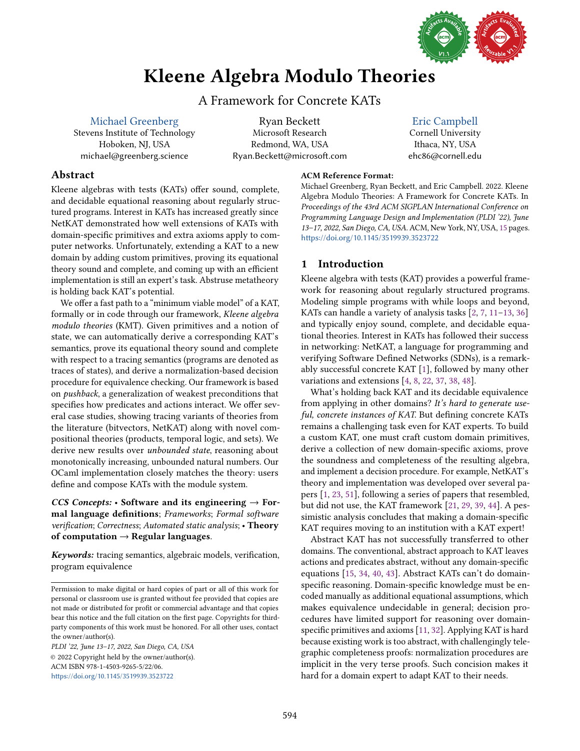# Kleene Algebra Modulo Theories

A Framework for Concrete KATs

Michael Greenberg
Stevens Institute of Technology
Hoboken, NJ, USA
michael@greenberg.science

Ryan Beckett
Microsoft Research
Redmond, WA, USA
Ryan.Beckett@microsoft.com

Eric Campbell
Cornell University
Ithaca, NY, USA
ehc86@cornell.edu

## Abstract

Kleene algebras with tests (KATs) offer sound, complete, and decidable equational reasoning about regularly structured programs. Interest in KATs has increased greatly since NetKAT demonstrated how well extensions of KATs with domain-specific primitives and extra axioms apply to computer networks. Unfortunately, extending a KAT to a new domain by adding custom primitives, proving its equational theory sound and complete, and coming up with an efficient implementation is still an expert's task. Abstruse metatheory is holding back KAT's potential.

We offer a fast path to a "minimum viable model" of a KAT, formally or in code through our framework, *Kleene algebra modulo theories* (KMT). Given primitives and a notion of state, we can automatically derive a corresponding KAT's semantics, prove its equational theory sound and complete with respect to a tracing semantics (programs are denoted as traces of states), and derive a normalization-based decision procedure for equivalence checking. Our framework is based on *pushback*, a generalization of weakest preconditions that specifies how predicates and actions interact. We offer several case studies, showing tracing variants of theories from the literature (bitvectors, NetKAT) along with novel compositional theories (products, temporal logic, and sets). We derive new results over *unbounded state*, reasoning about monotonically increasing, unbounded natural numbers. Our OCaml implementation closely matches the theory: users define and compose KATs with the module system.

***CCS Concepts:*** • **Software and its engineering** → **Formal language definitions**; *Frameworks*; *Formal software verification*; *Correctness*; *Automated static analysis*; • **Theory of computation** → **Regular languages**.

***Keywords:*** tracing semantics, algebraic models, verification, program equivalence

Permission to make digital or hard copies of part or all of this work for personal or classroom use is granted without fee provided that copies are not made or distributed for profit or commercial advantage and that copies bear this notice and the full citation on the first page. Copyrights for third-party components of this work must be honored. For all other uses, contact the owner/author(s).

*PLDI '22, June 13–17, 2022, San Diego, CA, USA*
© 2022 Copyright held by the owner/author(s).
ACM ISBN 978-1-4503-9265-5/22/06.
https://doi.org/10.1145/3519939.3523722

**ACM Reference Format:**
Michael Greenberg, Ryan Beckett, and Eric Campbell. 2022. Kleene Algebra Modulo Theories: A Framework for Concrete KATs. In *Proceedings of the 43rd ACM SIGPLAN International Conference on Programming Language Design and Implementation (PLDI '22), June 13–17, 2022, San Diego, CA, USA.* ACM, New York, NY, USA, 15 pages. https://doi.org/10.1145/3519939.3523722

## 1 Introduction

Kleene algebra with tests (KAT) provides a powerful framework for reasoning about regularly structured programs. Modeling simple programs with while loops and beyond, KATs can handle a variety of analysis tasks [2, 7, 11–13, 36] and typically enjoy sound, complete, and decidable equational theories. Interest in KATs has followed their success in networking: NetKAT, a language for programming and verifying Software Defined Networks (SDNs), is a remarkably successful concrete KAT [1], followed by many other variations and extensions [4, 8, 22, 37, 38, 48].

What's holding back KAT and its decidable equivalence from applying in other domains? *It's hard to generate useful, concrete instances of KAT.* But defining concrete KATs remains a challenging task even for KAT experts. To build a custom KAT, one must craft custom domain primitives, derive a collection of new domain-specific axioms, prove the soundness and completeness of the resulting algebra, and implement a decision procedure. For example, NetKAT's theory and implementation was developed over several papers [1, 23, 51], following a series of papers that resembled, but did not use, the KAT framework [21, 29, 39, 44]. A pessimistic analysis concludes that making a domain-specific KAT requires moving to an institution with a KAT expert!

Abstract KAT has not successfully transferred to other domains. The conventional, abstract approach to KAT leaves actions and predicates abstract, without any domain-specific equations [15, 34, 40, 43]. Abstract KATs can't do domain-specific reasoning. Domain-specific knowledge must be encoded manually as additional equational assumptions, which makes equivalence undecidable in general; decision procedures have limited support for reasoning over domain-specific primitives and axioms [11, 32]. Applying KAT is hard because existing work is too abstract, with challengingly telegraphic completeness proofs: normalization procedures are implicit in the very terse proofs. Such concision makes it hard for a domain expert to adapt KAT to their needs.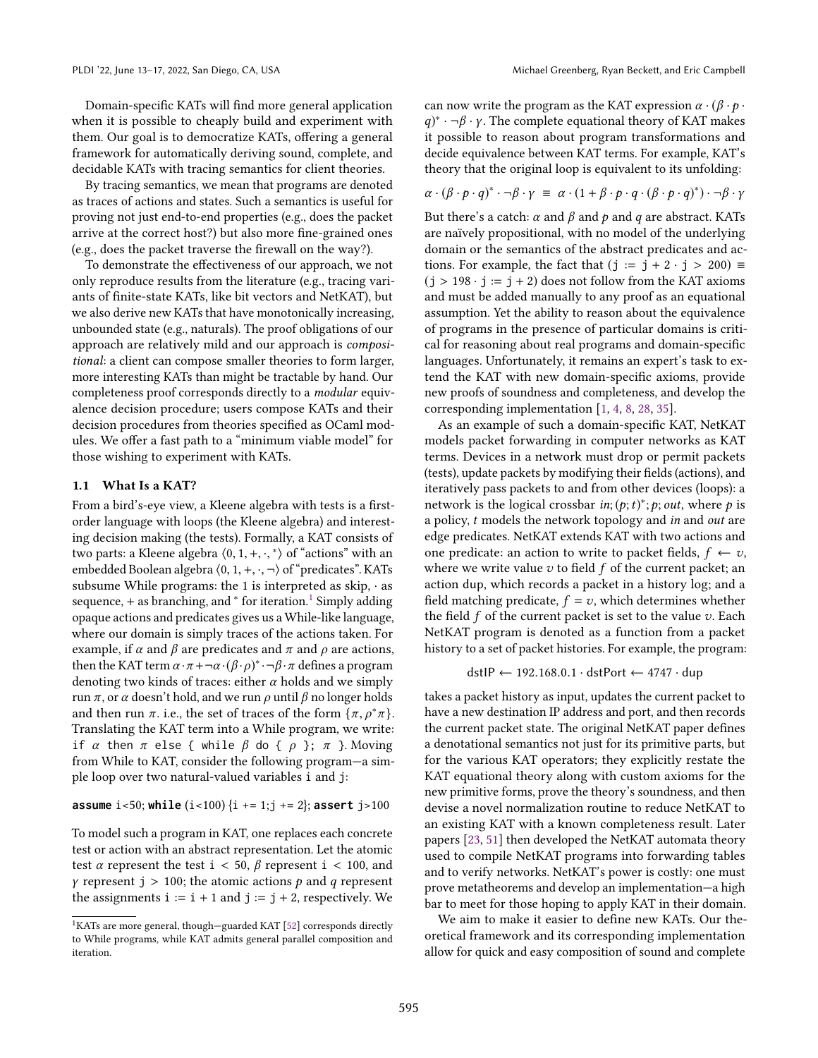Domain-specific KATs will find more general application when it is possible to cheaply build and experiment with them. Our goal is to democratize KATs, offering a general framework for automatically deriving sound, complete, and decidable KATs with tracing semantics for client theories.

By tracing semantics, we mean that programs are denoted as traces of actions and states. Such a semantics is useful for proving not just end-to-end properties (e.g., does the packet arrive at the correct host?) but also more fine-grained ones (e.g., does the packet traverse the firewall on the way?).

To demonstrate the effectiveness of our approach, we not only reproduce results from the literature (e.g., tracing variants of finite-state KATs, like bit vectors and NetKAT), but we also derive new KATs that have monotonically increasing, unbounded state (e.g., naturals). The proof obligations of our approach are relatively mild and our approach is *compositional*: a client can compose smaller theories to form larger, more interesting KATs than might be tractable by hand. Our completeness proof corresponds directly to a *modular* equivalence decision procedure; users compose KATs and their decision procedures from theories specified as OCaml modules. We offer a fast path to a "minimum viable model" for those wishing to experiment with KATs.

### 1.1 What Is a KAT?

From a bird's-eye view, a Kleene algebra with tests is a first-order language with loops (the Kleene algebra) and interesting decision making (the tests). Formally, a KAT consists of two parts: a Kleene algebra $\langle 0, 1, +, \cdot, ^* \rangle$ of "actions" with an embedded Boolean algebra $\langle 0, 1, +, \cdot, \neg \rangle$ of "predicates". KATs subsume While programs: the 1 is interpreted as skip, $\cdot$ as sequence, $+$ as branching, and $^*$ for iteration.[1] Simply adding opaque actions and predicates gives us a While-like language, where our domain is simply traces of the actions taken. For example, if $\alpha$ and $\beta$ are predicates and $\pi$ and $\rho$ are actions, then the KAT term $\alpha \cdot \pi + \neg\alpha \cdot (\beta \cdot \rho)^* \cdot \neg\beta \cdot \pi$ defines a program denoting two kinds of traces: either $\alpha$ holds and we simply run $\pi$, or $\alpha$ doesn't hold, and we run $\rho$ until $\beta$ no longer holds and then run $\pi$. i.e., the set of traces of the form $\{\pi, \rho^*\pi\}$. Translating the KAT term into a While program, we write: `if α then π else { while β do { ρ }; π }`. Moving from While to KAT, consider the following program—a simple loop over two natural-valued variables `i` and `j`:

```
assume i<50; while (i<100) {i += 1;j += 2}; assert j>100
```

To model such a program in KAT, one replaces each concrete test or action with an abstract representation. Let the atomic test $\alpha$ represent the test $\texttt{i} < 50$, $\beta$ represent $\texttt{i} < 100$, and $\gamma$ represent $\texttt{j} > 100$; the atomic actions $p$ and $q$ represent the assignments $\texttt{i} := \texttt{i} + 1$ and $\texttt{j} := \texttt{j} + 2$, respectively. We can now write the program as the KAT expression $\alpha \cdot (\beta \cdot p \cdot q)^* \cdot \neg\beta \cdot \gamma$. The complete equational theory of KAT makes it possible to reason about program transformations and decide equivalence between KAT terms. For example, KAT's theory that the original loop is equivalent to its unfolding:

$$\alpha \cdot (\beta \cdot p \cdot q)^* \cdot \neg\beta \cdot \gamma \;\equiv\; \alpha \cdot (1 + \beta \cdot p \cdot q \cdot (\beta \cdot p \cdot q)^*) \cdot \neg\beta \cdot \gamma$$

But there's a catch: $\alpha$ and $\beta$ and $p$ and $q$ are abstract. KATs are naïvely propositional, with no model of the underlying domain or the semantics of the abstract predicates and actions. For example, the fact that $(\texttt{j} := \texttt{j} + 2 \cdot \texttt{j} > 200) \equiv (\texttt{j} > 198 \cdot \texttt{j} := \texttt{j} + 2)$ does not follow from the KAT axioms and must be added manually to any proof as an equational assumption. Yet the ability to reason about the equivalence of programs in the presence of particular domains is critical for reasoning about real programs and domain-specific languages. Unfortunately, it remains an expert's task to extend the KAT with new domain-specific axioms, provide new proofs of soundness and completeness, and develop the corresponding implementation [1, 4, 8, 28, 35].

As an example of such a domain-specific KAT, NetKAT models packet forwarding in computer networks as KAT terms. Devices in a network must drop or permit packets (tests), update packets by modifying their fields (actions), and iteratively pass packets to and from other devices (loops): a network is the logical crossbar $in; (p; t)^*; p; out$, where $p$ is a policy, $t$ models the network topology and $in$ and $out$ are edge predicates. NetKAT extends KAT with two actions and one predicate: an action to write to packet fields, $f \leftarrow v$, where we write value $v$ to field $f$ of the current packet; an action dup, which records a packet in a history log; and a field matching predicate, $f = v$, which determines whether the field $f$ of the current packet is set to the value $v$. Each NetKAT program is denoted as a function from a packet history to a set of packet histories. For example, the program:

$$\mathsf{dstIP} \leftarrow 192.168.0.1 \cdot \mathsf{dstPort} \leftarrow 4747 \cdot \mathsf{dup}$$

takes a packet history as input, updates the current packet to have a new destination IP address and port, and then records the current packet state. The original NetKAT paper defines a denotational semantics not just for its primitive parts, but for the various KAT operators; they explicitly restate the KAT equational theory along with custom axioms for the new primitive forms, prove the theory's soundness, and then devise a novel normalization routine to reduce NetKAT to an existing KAT with a known completeness result. Later papers [23, 51] then developed the NetKAT automata theory used to compile NetKAT programs into forwarding tables and to verify networks. NetKAT's power is costly: one must prove metatheorems and develop an implementation—a high bar to meet for those hoping to apply KAT in their domain.

We aim to make it easier to define new KATs. Our theoretical framework and its corresponding implementation allow for quick and easy composition of sound and complete

[1] KATs are more general, though—guarded KAT [52] corresponds directly to While programs, while KAT admits general parallel composition and iteration.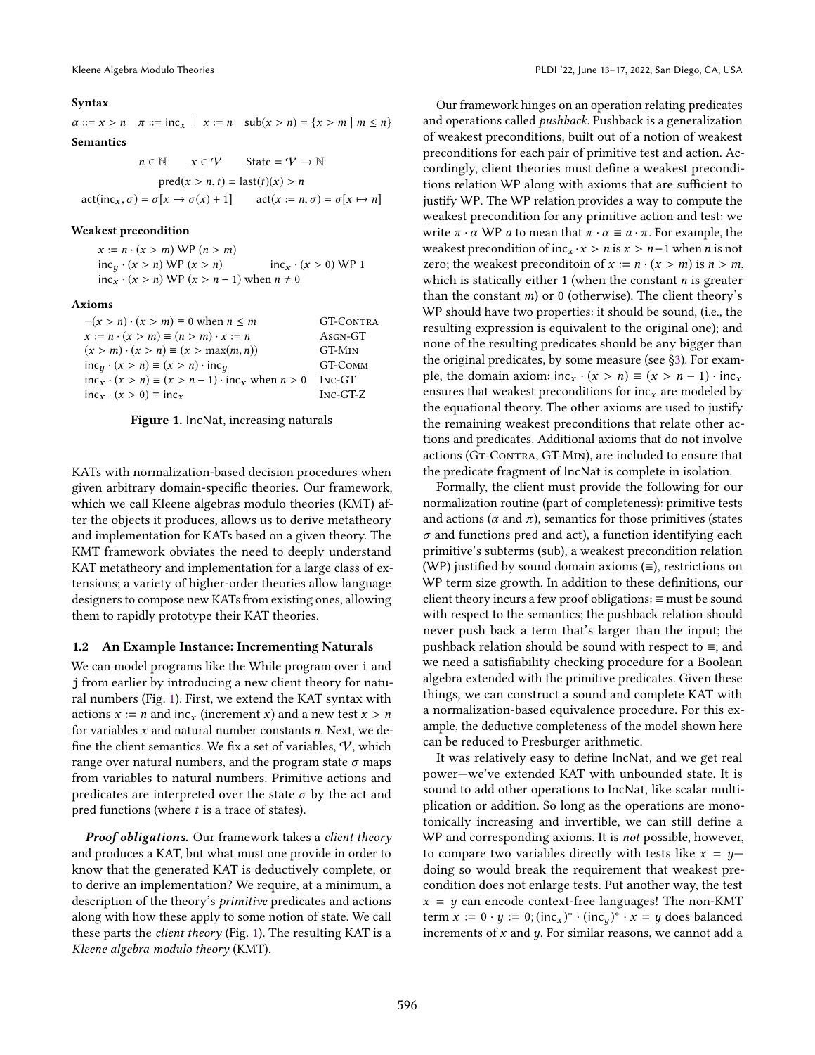**Syntax**

$$\alpha ::= x > n \quad \pi ::= \mathsf{inc}_x \ \mid\ x := n \quad \mathsf{sub}(x > n) = \{x > m \mid m \leq n\}$$

**Semantics**

$$n \in \mathbb{N} \qquad x \in \mathcal{V} \qquad \mathsf{State} = \mathcal{V} \to \mathbb{N}$$

$$\mathsf{pred}(x > n, t) = \mathsf{last}(t)(x) > n$$

$$\mathsf{act}(\mathsf{inc}_x, \sigma) = \sigma[x \mapsto \sigma(x) + 1] \qquad \mathsf{act}(x := n, \sigma) = \sigma[x \mapsto n]$$

**Weakest precondition**

$$x := n \cdot (x > m) \ \mathsf{WP}\ (n > m)$$

$$\mathsf{inc}_y \cdot (x > n) \ \mathsf{WP}\ (x > n) \qquad \mathsf{inc}_x \cdot (x > 0) \ \mathsf{WP}\ 1$$

$$\mathsf{inc}_x \cdot (x > n) \ \mathsf{WP}\ (x > n - 1) \text{ when } n \neq 0$$

**Axioms**

| Axiom | Name |
|---|---|
| $\neg(x > n) \cdot (x > m) \equiv 0$ when $n \leq m$ | GT-Contra |
| $x := n \cdot (x > m) \equiv (n > m) \cdot x := n$ | Asgn-GT |
| $(x > m) \cdot (x > n) \equiv (x > \max(m, n))$ | GT-Min |
| $\mathsf{inc}_y \cdot (x > n) \equiv (x > n) \cdot \mathsf{inc}_y$ | GT-Comm |
| $\mathsf{inc}_x \cdot (x > n) \equiv (x > n - 1) \cdot \mathsf{inc}_x$ when $n > 0$ | Inc-GT |
| $\mathsf{inc}_x \cdot (x > 0) \equiv \mathsf{inc}_x$ | Inc-GT-Z |

**Figure 1.** IncNat, increasing naturals

KATs with normalization-based decision procedures when given arbitrary domain-specific theories. Our framework, which we call Kleene algebras modulo theories (KMT) after the objects it produces, allows us to derive metatheory and implementation for KATs based on a given theory. The KMT framework obviates the need to deeply understand KAT metatheory and implementation for a large class of extensions; a variety of higher-order theories allow language designers to compose new KATs from existing ones, allowing them to rapidly prototype their KAT theories.

### 1.2 An Example Instance: Incrementing Naturals

We can model programs like the While program over i and j from earlier by introducing a new client theory for natural numbers (Fig. 1). First, we extend the KAT syntax with actions $x := n$ and $\mathsf{inc}_x$ (increment $x$) and a new test $x > n$ for variables $x$ and natural number constants $n$. Next, we define the client semantics. We fix a set of variables, $\mathcal{V}$, which range over natural numbers, and the program state $\sigma$ maps from variables to natural numbers. Primitive actions and predicates are interpreted over the state $\sigma$ by the act and pred functions (where $t$ is a trace of states).

***Proof obligations.*** Our framework takes a *client theory* and produces a KAT, but what must one provide in order to know that the generated KAT is deductively complete, or to derive an implementation? We require, at a minimum, a description of the theory's *primitive* predicates and actions along with how these apply to some notion of state. We call these parts the *client theory* (Fig. 1). The resulting KAT is a *Kleene algebra modulo theory* (KMT).

Our framework hinges on an operation relating predicates and operations called *pushback*. Pushback is a generalization of weakest preconditions, built out of a notion of weakest preconditions for each pair of primitive test and action. Accordingly, client theories must define a weakest preconditions relation WP along with axioms that are sufficient to justify WP. The WP relation provides a way to compute the weakest precondition for any primitive action and test: we write $\pi \cdot \alpha$ WP $a$ to mean that $\pi \cdot \alpha \equiv a \cdot \pi$. For example, the weakest precondition of $\mathsf{inc}_x \cdot x > n$ is $x > n-1$ when $n$ is not zero; the weakest preconditoin of $x := n \cdot (x > m)$ is $n > m$, which is statically either 1 (when the constant $n$ is greater than the constant $m$) or 0 (otherwise). The client theory's WP should have two properties: it should be sound, (i.e., the resulting expression is equivalent to the original one); and none of the resulting predicates should be any bigger than the original predicates, by some measure (see §3). For example, the domain axiom: $\mathsf{inc}_x \cdot (x > n) \equiv (x > n - 1) \cdot \mathsf{inc}_x$ ensures that weakest preconditions for $\mathsf{inc}_x$ are modeled by the equational theory. The other axioms are used to justify the remaining weakest preconditions that relate other actions and predicates. Additional axioms that do not involve actions (Gt-Contra, GT-Min), are included to ensure that the predicate fragment of IncNat is complete in isolation.

Formally, the client must provide the following for our normalization routine (part of completeness): primitive tests and actions ($\alpha$ and $\pi$), semantics for those primitives (states $\sigma$ and functions pred and act), a function identifying each primitive's subterms (sub), a weakest precondition relation (WP) justified by sound domain axioms ($\equiv$), restrictions on WP term size growth. In addition to these definitions, our client theory incurs a few proof obligations: $\equiv$ must be sound with respect to the semantics; the pushback relation should never push back a term that's larger than the input; the pushback relation should be sound with respect to $\equiv$; and we need a satisfiability checking procedure for a Boolean algebra extended with the primitive predicates. Given these things, we can construct a sound and complete KAT with a normalization-based equivalence procedure. For this example, the deductive completeness of the model shown here can be reduced to Presburger arithmetic.

It was relatively easy to define IncNat, and we get real power—we've extended KAT with unbounded state. It is sound to add other operations to IncNat, like scalar multiplication or addition. So long as the operations are monotonically increasing and invertible, we can still define a WP and corresponding axioms. It is *not* possible, however, to compare two variables directly with tests like $x = y$—doing so would break the requirement that weakest precondition does not enlarge tests. Put another way, the test $x = y$ can encode context-free languages! The non-KMT term $x := 0 \cdot y := 0; (\mathsf{inc}_x)^* \cdot (\mathsf{inc}_y)^* \cdot x = y$ does balanced increments of $x$ and $y$. For similar reasons, we cannot add a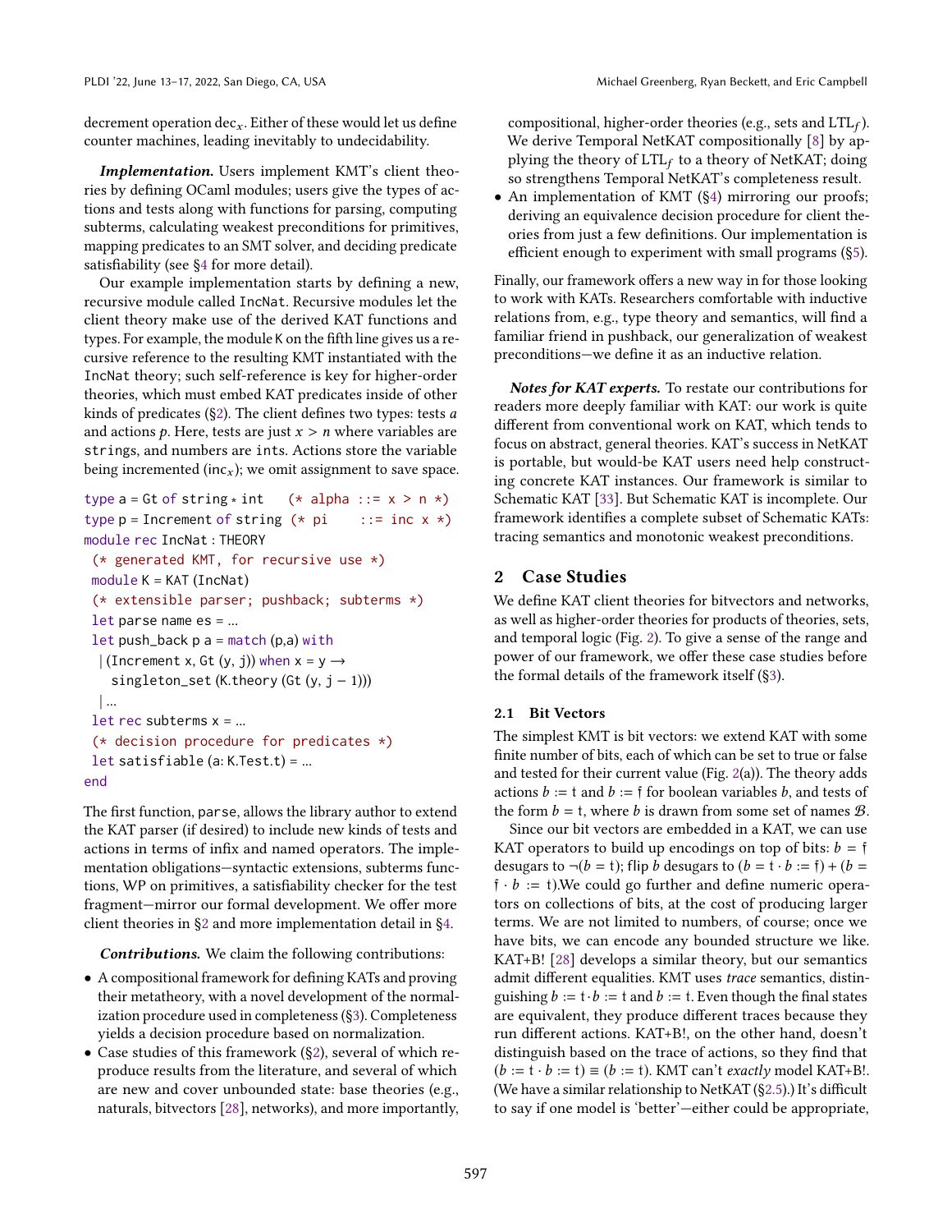decrement operation $\text{dec}_x$. Either of these would let us define counter machines, leading inevitably to undecidability.

***Implementation.*** Users implement KMT's client theories by defining OCaml modules; users give the types of actions and tests along with functions for parsing, computing subterms, calculating weakest preconditions for primitives, mapping predicates to an SMT solver, and deciding predicate satisfiability (see §4 for more detail).

Our example implementation starts by defining a new, recursive module called `IncNat`. Recursive modules let the client theory make use of the derived KAT functions and types. For example, the module `K` on the fifth line gives us a recursive reference to the resulting KMT instantiated with the `IncNat` theory; such self-reference is key for higher-order theories, which must embed KAT predicates inside of other kinds of predicates (§2). The client defines two types: tests $a$ and actions $p$. Here, tests are just $x > n$ where variables are `string`s, and numbers are `int`s. Actions store the variable being incremented ($\text{inc}_x$); we omit assignment to save space.

```
type a = Gt of string * int   (* alpha ::= x > n *)
type p = Increment of string (* pi    ::= inc x *)
module rec IncNat : THEORY
 (* generated KMT, for recursive use *)
 module K = KAT (IncNat)
 (* extensible parser; pushback; subterms *)
 let parse name es = ...
 let push_back p a = match (p,a) with
  | (Increment x, Gt (y, j)) when x = y →
    singleton_set (K.theory (Gt (y, j − 1)))
  | ...
 let rec subterms x = ...
 (* decision procedure for predicates *)
 let satisfiable (a: K.Test.t) = ...
end
```

The first function, `parse`, allows the library author to extend the KAT parser (if desired) to include new kinds of tests and actions in terms of infix and named operators. The implementation obligations—syntactic extensions, subterms functions, WP on primitives, a satisfiability checker for the test fragment—mirror our formal development. We offer more client theories in §2 and more implementation detail in §4.

***Contributions.*** We claim the following contributions:

- A compositional framework for defining KATs and proving their metatheory, with a novel development of the normalization procedure used in completeness (§3). Completeness yields a decision procedure based on normalization.
- Case studies of this framework (§2), several of which reproduce results from the literature, and several of which are new and cover unbounded state: base theories (e.g., naturals, bitvectors [28], networks), and more importantly, compositional, higher-order theories (e.g., sets and $\text{LTL}_f$). We derive Temporal NetKAT compositionally [8] by applying the theory of $\text{LTL}_f$ to a theory of NetKAT; doing so strengthens Temporal NetKAT's completeness result.
- An implementation of KMT (§4) mirroring our proofs; deriving an equivalence decision procedure for client theories from just a few definitions. Our implementation is efficient enough to experiment with small programs (§5).

Finally, our framework offers a new way in for those looking to work with KATs. Researchers comfortable with inductive relations from, e.g., type theory and semantics, will find a familiar friend in pushback, our generalization of weakest preconditions—we define it as an inductive relation.

***Notes for KAT experts.*** To restate our contributions for readers more deeply familiar with KAT: our work is quite different from conventional work on KAT, which tends to focus on abstract, general theories. KAT's success in NetKAT is portable, but would-be KAT users need help constructing concrete KAT instances. Our framework is similar to Schematic KAT [33]. But Schematic KAT is incomplete. Our framework identifies a complete subset of Schematic KATs: tracing semantics and monotonic weakest preconditions.

## 2 Case Studies

We define KAT client theories for bitvectors and networks, as well as higher-order theories for products of theories, sets, and temporal logic (Fig. 2). To give a sense of the range and power of our framework, we offer these case studies before the formal details of the framework itself (§3).

### 2.1 Bit Vectors

The simplest KMT is bit vectors: we extend KAT with some finite number of bits, each of which can be set to true or false and tested for their current value (Fig. 2(a)). The theory adds actions $b := \mathfrak{t}$ and $b := \mathfrak{f}$ for boolean variables $b$, and tests of the form $b = \mathfrak{t}$, where $b$ is drawn from some set of names $\mathcal{B}$.

Since our bit vectors are embedded in a KAT, we can use KAT operators to build up encodings on top of bits: $b = \mathfrak{f}$ desugars to $\neg(b = \mathfrak{t})$; flip $b$ desugars to $(b = \mathfrak{t} \cdot b := \mathfrak{f}) + (b = \mathfrak{f} \cdot b := \mathfrak{t})$.We could go further and define numeric operators on collections of bits, at the cost of producing larger terms. We are not limited to numbers, of course; once we have bits, we can encode any bounded structure we like. KAT+B! [28] develops a similar theory, but our semantics admit different equalities. KMT uses *trace* semantics, distinguishing $b := \mathfrak{t} \cdot b := \mathfrak{t}$ and $b := \mathfrak{t}$. Even though the final states are equivalent, they produce different traces because they run different actions. KAT+B!, on the other hand, doesn't distinguish based on the trace of actions, so they find that $(b := \mathfrak{t} \cdot b := \mathfrak{t}) \equiv (b := \mathfrak{t})$. KMT can't *exactly* model KAT+B!. (We have a similar relationship to NetKAT (§2.5).) It's difficult to say if one model is 'better'—either could be appropriate,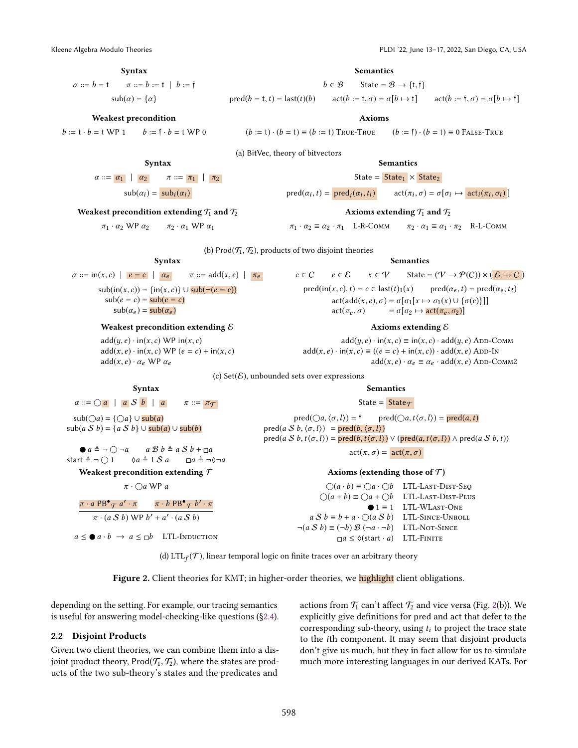**(a) BitVec, theory of bitvectors**

**Syntax**

$\alpha ::= b = \mathsf{t} \qquad \pi ::= b := \mathsf{t} \mid b := \mathsf{f}$

$\mathsf{sub}(\alpha) = \{\alpha\}$

**Semantics**

$b \in \mathcal{B} \qquad \mathsf{State} = \mathcal{B} \to \{\mathsf{t}, \mathsf{f}\}$

$\mathsf{pred}(b = \mathsf{t}, t) = \mathsf{last}(t)(b) \qquad \mathsf{act}(b := \mathsf{t}, \sigma) = \sigma[b \mapsto \mathsf{t}] \qquad \mathsf{act}(b := \mathsf{f}, \sigma) = \sigma[b \mapsto \mathsf{f}]$

**Weakest precondition**

$b := \mathsf{t} \cdot b = \mathsf{t} \ \mathsf{WP}\ 1 \qquad b := \mathsf{f} \cdot b = \mathsf{t}\ \mathsf{WP}\ 0$

**Axioms**

$(b := \mathsf{t}) \cdot (b = \mathsf{t}) \equiv (b := \mathsf{t})$ True-True $\qquad (b := \mathsf{f}) \cdot (b = \mathsf{t}) \equiv 0$ False-True

**(b) Prod($\mathcal{T}_1, \mathcal{T}_2$), products of two disjoint theories**

**Syntax**

$\alpha ::= \alpha_1 \mid \alpha_2 \qquad \pi ::= \pi_1 \mid \pi_2$

$\mathsf{sub}(\alpha_i) = \mathsf{sub}_i(\alpha_i)$

**Semantics**

$\mathsf{State} = \mathsf{State}_1 \times \mathsf{State}_2$

$\mathsf{pred}(\alpha_i, t) = \mathsf{pred}_i(\alpha_i, t_i) \qquad \mathsf{act}(\pi_i, \sigma) = \sigma[\sigma_i \mapsto \mathsf{act}_i(\pi_i, \sigma_i)]$

**Weakest precondition extending $\mathcal{T}_1$ and $\mathcal{T}_2$**

$\pi_1 \cdot \alpha_2\ \mathsf{WP}\ \alpha_2 \qquad \pi_2 \cdot \alpha_1\ \mathsf{WP}\ \alpha_1$

**Axioms extending $\mathcal{T}_1$ and $\mathcal{T}_2$**

$\pi_1 \cdot \alpha_2 \equiv \alpha_2 \cdot \pi_1$ L-R-Comm $\qquad \pi_2 \cdot \alpha_1 \equiv \alpha_1 \cdot \pi_2$ R-L-Comm

**(c) Set($\mathcal{E}$), unbounded sets over expressions**

**Syntax**

$\alpha ::= \mathsf{in}(x, c) \mid e = c \mid \alpha_e \qquad \pi ::= \mathsf{add}(x, e) \mid \pi_e$

$\mathsf{sub}(\mathsf{in}(x, c)) = \{\mathsf{in}(x, c)\} \cup \mathsf{sub}(\neg(e = c))$

$\mathsf{sub}(e = c) = \mathsf{sub}(e = c)$

$\mathsf{sub}(\alpha_e) = \mathsf{sub}(\alpha_e)$

**Semantics**

$c \in C \qquad e \in \mathcal{E} \qquad x \in \mathcal{V} \qquad \mathsf{State} = (\mathcal{V} \to \mathcal{P}(C)) \times (\mathcal{E} \to C)$

$\mathsf{pred}(\mathsf{in}(x, c), t) = c \in \mathsf{last}(t)_1(x) \qquad \mathsf{pred}(\alpha_e, t) = \mathsf{pred}(\alpha_e, t_2)$

$\mathsf{act}(\mathsf{add}(x, e), \sigma) = \sigma[\sigma_1[x \mapsto \sigma_1(x) \cup \{\sigma(e)\}]]$

$\mathsf{act}(\pi_e, \sigma) = \sigma[\sigma_2 \mapsto \mathsf{act}(\pi_e, \sigma_2)]$

**Weakest precondition extending $\mathcal{E}$**

$\mathsf{add}(y, e) \cdot \mathsf{in}(x, c)\ \mathsf{WP}\ \mathsf{in}(x, c)$

$\mathsf{add}(x, e) \cdot \mathsf{in}(x, c)\ \mathsf{WP}\ (e = c) + \mathsf{in}(x, c)$

$\mathsf{add}(x, e) \cdot \alpha_e\ \mathsf{WP}\ \alpha_e$

**Axioms extending $\mathcal{E}$**

$\mathsf{add}(y, e) \cdot \mathsf{in}(x, c) \equiv \mathsf{in}(x, c) \cdot \mathsf{add}(y, e)$ Add-Comm

$\mathsf{add}(x, e) \cdot \mathsf{in}(x, c) \equiv ((e = c) + \mathsf{in}(x, c)) \cdot \mathsf{add}(x, e)$ Add-In

$\mathsf{add}(x, e) \cdot \alpha_e \equiv \alpha_e \cdot \mathsf{add}(x, e)$ Add-Comm2

**(d) LTL$_f$($\mathcal{T}$), linear temporal logic on finite traces over an arbitrary theory**

**Syntax**

$\alpha ::= \bigcirc a \mid a\ \mathcal{S}\ b \mid a \qquad \pi ::= \pi_{\mathcal{T}}$

$\mathsf{sub}(\bigcirc a) = \{\bigcirc a\} \cup \mathsf{sub}(a)$

$\mathsf{sub}(a\ \mathcal{S}\ b) = \{a\ \mathcal{S}\ b\} \cup \mathsf{sub}(a) \cup \mathsf{sub}(b)$

$\bullet a \triangleq \neg \bigcirc \neg a \qquad a\ \mathcal{B}\ b \triangleq a\ \mathcal{S}\ b + \Box a$

$\mathsf{start} \triangleq \neg \bigcirc 1 \qquad \Diamond a \triangleq 1\ \mathcal{S}\ a \qquad \Box a \triangleq \neg\Diamond\neg a$

**Semantics**

$\mathsf{State} = \mathsf{State}_{\mathcal{T}}$

$\mathsf{pred}(\bigcirc a, \langle \sigma, l\rangle) = \mathsf{f} \qquad \mathsf{pred}(\bigcirc a, t\langle \sigma, l\rangle) = \mathsf{pred}(a, t)$

$\mathsf{pred}(a\ \mathcal{S}\ b, \langle \sigma, l\rangle) = \mathsf{pred}(b, \langle \sigma, l\rangle)$

$\mathsf{pred}(a\ \mathcal{S}\ b, t\langle \sigma, l\rangle) = \mathsf{pred}(b, t\langle \sigma, l\rangle) \vee (\mathsf{pred}(a, t\langle \sigma, l\rangle) \wedge \mathsf{pred}(a\ \mathcal{S}\ b, t))$

$\mathsf{act}(\pi, \sigma) = \mathsf{act}(\pi, \sigma)$

**Weakest precondition extending $\mathcal{T}$**

$\pi \cdot \bigcirc a\ \mathsf{WP}\ a$

$$\frac{\pi \cdot a\ \mathsf{PB}^{\bullet}_{\mathcal{T}}\ a' \cdot \pi \qquad \pi \cdot b\ \mathsf{PB}^{\bullet}_{\mathcal{T}}\ b' \cdot \pi}{\pi \cdot (a\ \mathcal{S}\ b)\ \mathsf{WP}\ b' + a' \cdot (a\ \mathcal{S}\ b)}$$

$a \leq \bullet a \cdot b \ \rightarrow\ a \leq \Box b$ LTL-Induction

**Axioms (extending those of $\mathcal{T}$)**

$\bigcirc(a \cdot b) \equiv \bigcirc a \cdot \bigcirc b$ LTL-Last-Dist-Seq

$\bigcirc(a + b) \equiv \bigcirc a + \bigcirc b$ LTL-Last-Dist-Plus

$\bullet 1 \equiv 1$ LTL-WLast-One

$a\ \mathcal{S}\ b \equiv b + a \cdot \bigcirc(a\ \mathcal{S}\ b)$ LTL-Since-Unroll

$\neg(a\ \mathcal{S}\ b) \equiv (\neg b)\ \mathcal{B}\ (\neg a \cdot \neg b)$ LTL-Not-Since

$\Box a \leq \Diamond(\mathsf{start} \cdot a)$ LTL-Finite

**Figure 2.** Client theories for KMT; in higher-order theories, we highlight client obligations.

depending on the setting. For example, our tracing semantics is useful for answering model-checking-like questions (§2.4).

## 2.2 Disjoint Products

Given two client theories, we can combine them into a disjoint product theory, Prod($\mathcal{T}_1, \mathcal{T}_2$), where the states are products of the two sub-theory's states and the predicates and actions from $\mathcal{T}_1$ can't affect $\mathcal{T}_2$ and vice versa (Fig. 2(b)). We explicitly give definitions for pred and act that defer to the corresponding sub-theory, using $t_i$ to project the trace state to the $i$th component. It may seem that disjoint products don't give us much, but they in fact allow for us to simulate much more interesting languages in our derived KATs. For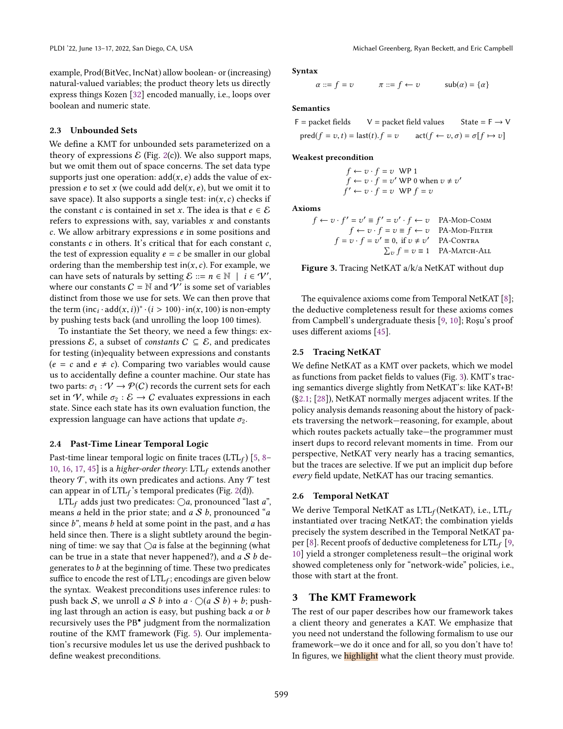example, Prod(BitVec, IncNat) allow boolean- or (increasing) natural-valued variables; the product theory lets us directly express things Kozen [32] encoded manually, i.e., loops over boolean and numeric state.

### 2.3 Unbounded Sets

We define a KMT for unbounded sets parameterized on a theory of expressions $\mathcal{E}$ (Fig. 2(c)). We also support maps, but we omit them out of space concerns. The set data type supports just one operation: $\text{add}(x, e)$ adds the value of expression $e$ to set $x$ (we could add $\text{del}(x, e)$, but we omit it to save space). It also supports a single test: $\text{in}(x, c)$ checks if the constant $c$ is contained in set $x$. The idea is that $e \in \mathcal{E}$ refers to expressions with, say, variables $x$ and constants $c$. We allow arbitrary expressions $e$ in some positions and constants $c$ in others. It's critical that for each constant $c$, the test of expression equality $e = c$ be smaller in our global ordering than the membership test $\text{in}(x, c)$. For example, we can have sets of naturals by setting $\mathcal{E} ::= n \in \mathbb{N} \mid i \in \mathcal{V}'$, where our constants $C = \mathbb{N}$ and $\mathcal{V}'$ is some set of variables distinct from those we use for sets. We can then prove that the term $(\text{inc}_i \cdot \text{add}(x, i))^* \cdot (i > 100) \cdot \text{in}(x, 100)$ is non-empty by pushing tests back (and unrolling the loop 100 times).

To instantiate the Set theory, we need a few things: expressions $\mathcal{E}$, a subset of *constants* $C \subseteq \mathcal{E}$, and predicates for testing (in)equality between expressions and constants ($e = c$ and $e \neq c$). Comparing two variables would cause us to accidentally define a counter machine. Our state has two parts: $\sigma_1 : \mathcal{V} \to \mathcal{P}(C)$ records the current sets for each set in $\mathcal{V}$, while $\sigma_2 : \mathcal{E} \to C$ evaluates expressions in each state. Since each state has its own evaluation function, the expression language can have actions that update $\sigma_2$.

### 2.4 Past-Time Linear Temporal Logic

Past-time linear temporal logic on finite traces ($\text{LTL}_f$) [5, 8–10, 16, 17, 45] is a *higher-order theory*: $\text{LTL}_f$ extends another theory $\mathcal{T}$, with its own predicates and actions. Any $\mathcal{T}$ test can appear in of $\text{LTL}_f$'s temporal predicates (Fig. 2(d)).

$\text{LTL}_f$ adds just two predicates: $\bigcirc a$, pronounced "last $a$", means $a$ held in the prior state; and $a \mathcal{S} b$, pronounced "$a$ since $b$", means $b$ held at some point in the past, and $a$ has held since then. There is a slight subtlety around the beginning of time: we say that $\bigcirc a$ is false at the beginning (what can be true in a state that never happened?), and $a \mathcal{S} b$ degenerates to $b$ at the beginning of time. These two predicates suffice to encode the rest of $\text{LTL}_f$; encodings are given below the syntax. Weakest preconditions uses inference rules: to push back $\mathcal{S}$, we unroll $a \mathcal{S} b$ into $a \cdot \bigcirc(a \mathcal{S} b) + b$; pushing last through an action is easy, but pushing back $a$ or $b$ recursively uses the $\text{PB}^\bullet$ judgment from the normalization routine of the KMT framework (Fig. 5). Our implementation's recursive modules let us use the derived pushback to define weakest preconditions.

**Syntax**

$$\alpha ::= f = v \qquad \pi ::= f \leftarrow v \qquad \text{sub}(\alpha) = \{\alpha\}$$

**Semantics**

$$\mathsf{F} = \text{packet fields} \qquad \mathsf{V} = \text{packet field values} \qquad \text{State} = \mathsf{F} \to \mathsf{V}$$

$$\text{pred}(f = v, t) = \text{last}(t).f = v \qquad \text{act}(f \leftarrow v, \sigma) = \sigma[f \mapsto v]$$

**Weakest precondition**

$$f \leftarrow v \cdot f = v \ \text{ WP } 1$$
$$f \leftarrow v \cdot f = v' \ \text{ WP } 0 \text{ when } v \neq v'$$
$$f' \leftarrow v \cdot f = v \ \text{ WP } f = v$$

**Axioms**

$$f \leftarrow v \cdot f' = v' \equiv f' = v' \cdot f \leftarrow v \quad \text{PA-Mod-Comm}$$
$$f \leftarrow v \cdot f = v \equiv f \leftarrow v \quad \text{PA-Mod-Filter}$$
$$f = v \cdot f = v' \equiv 0, \text{ if } v \neq v' \quad \text{PA-Contra}$$
$$\textstyle\sum_v f = v \equiv 1 \quad \text{PA-Match-All}$$

**Figure 3.** Tracing NetKAT a/k/a NetKAT without dup

The equivalence axioms come from Temporal NetKAT [8]; the deductive completeness result for these axioms comes from Campbell's undergraduate thesis [9, 10]; Roşu's proof uses different axioms [45].

### 2.5 Tracing NetKAT

We define NetKAT as a KMT over packets, which we model as functions from packet fields to values (Fig. 3). KMT's tracing semantics diverge slightly from NetKAT's: like KAT+B! (§2.1; [28]), NetKAT normally merges adjacent writes. If the policy analysis demands reasoning about the history of packets traversing the network—reasoning, for example, about which routes packets actually take—the programmer must insert dups to record relevant moments in time. From our perspective, NetKAT very nearly has a tracing semantics, but the traces are selective. If we put an implicit dup before *every* field update, NetKAT has our tracing semantics.

### 2.6 Temporal NetKAT

We derive Temporal NetKAT as $\text{LTL}_f(\text{NetKAT})$, i.e., $\text{LTL}_f$ instantiated over tracing NetKAT; the combination yields precisely the system described in the Temporal NetKAT paper [8]. Recent proofs of deductive completeness for $\text{LTL}_f$ [9, 10] yield a stronger completeness result—the original work showed completeness only for "network-wide" policies, i.e., those with start at the front.

## 3 The KMT Framework

The rest of our paper describes how our framework takes a client theory and generates a KAT. We emphasize that you need not understand the following formalism to use our framework—we do it once and for all, so you don't have to! In figures, we highlight what the client theory must provide.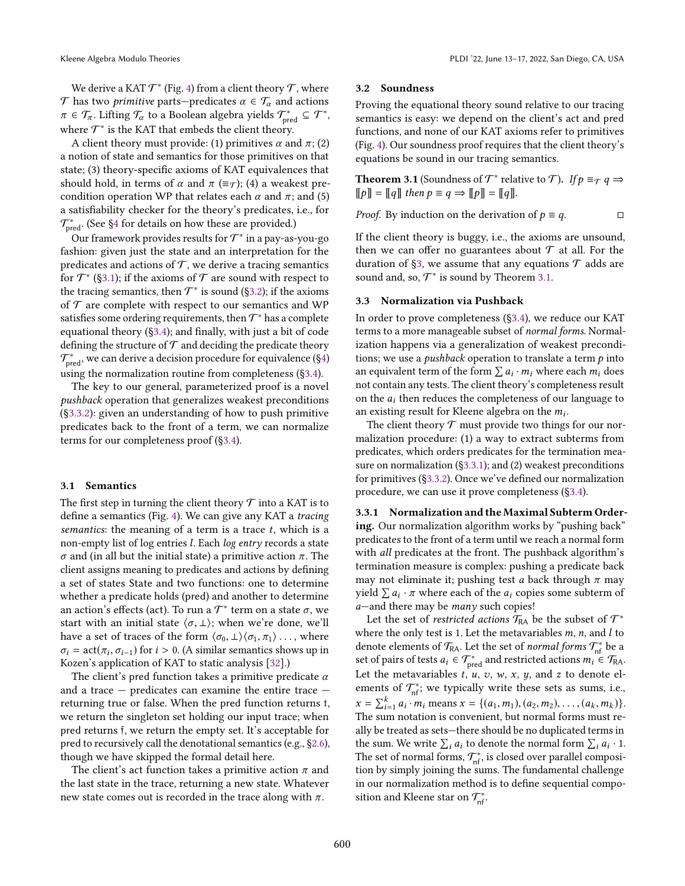We derive a KAT $\mathcal{T}^*$ (Fig. 4) from a client theory $\mathcal{T}$, where $\mathcal{T}$ has two *primitive* parts—predicates $\alpha \in \mathcal{T}_\alpha$ and actions $\pi \in \mathcal{T}_\pi$. Lifting $\mathcal{T}_\alpha$ to a Boolean algebra yields $\mathcal{T}^*_{\text{pred}} \subseteq \mathcal{T}^*$, where $\mathcal{T}^*$ is the KAT that embeds the client theory.

A client theory must provide: (1) primitives $\alpha$ and $\pi$; (2) a notion of state and semantics for those primitives on that state; (3) theory-specific axioms of KAT equivalences that should hold, in terms of $\alpha$ and $\pi$ ($\equiv_\mathcal{T}$); (4) a weakest precondition operation WP that relates each $\alpha$ and $\pi$; and (5) a satisfiability checker for the theory's predicates, i.e., for $\mathcal{T}^*_{\text{pred}}$. (See §4 for details on how these are provided.)

Our framework provides results for $\mathcal{T}^*$ in a pay-as-you-go fashion: given just the state and an interpretation for the predicates and actions of $\mathcal{T}$, we derive a tracing semantics for $\mathcal{T}^*$ (§3.1); if the axioms of $\mathcal{T}$ are sound with respect to the tracing semantics, then $\mathcal{T}^*$ is sound (§3.2); if the axioms of $\mathcal{T}$ are complete with respect to our semantics and WP satisfies some ordering requirements, then $\mathcal{T}^*$ has a complete equational theory (§3.4); and finally, with just a bit of code defining the structure of $\mathcal{T}$ and deciding the predicate theory $\mathcal{T}^*_{\text{pred}}$, we can derive a decision procedure for equivalence (§4) using the normalization routine from completeness (§3.4).

The key to our general, parameterized proof is a novel *pushback* operation that generalizes weakest preconditions (§3.3.2): given an understanding of how to push primitive predicates back to the front of a term, we can normalize terms for our completeness proof (§3.4).

### 3.1 Semantics

The first step in turning the client theory $\mathcal{T}$ into a KAT is to define a semantics (Fig. 4). We can give any KAT a *tracing semantics*: the meaning of a term is a trace $t$, which is a non-empty list of log entries $l$. Each *log entry* records a state $\sigma$ and (in all but the initial state) a primitive action $\pi$. The client assigns meaning to predicates and actions by defining a set of states State and two functions: one to determine whether a predicate holds (pred) and another to determine an action's effects (act). To run a $\mathcal{T}^*$ term on a state $\sigma$, we start with an initial state $\langle \sigma, \bot \rangle$; when we're done, we'll have a set of traces of the form $\langle \sigma_0, \bot \rangle \langle \sigma_1, \pi_1 \rangle \ldots$, where $\sigma_i = \text{act}(\pi_i, \sigma_{i-1})$ for $i > 0$. (A similar semantics shows up in Kozen's application of KAT to static analysis [32].)

The client's pred function takes a primitive predicate $\alpha$ and a trace — predicates can examine the entire trace — returning true or false. When the pred function returns $\mathsf{t}$, we return the singleton set holding our input trace; when pred returns $\mathsf{f}$, we return the empty set. It's acceptable for pred to recursively call the denotational semantics (e.g., §2.6), though we have skipped the formal detail here.

The client's act function takes a primitive action $\pi$ and the last state in the trace, returning a new state. Whatever new state comes out is recorded in the trace along with $\pi$.

### 3.2 Soundness

Proving the equational theory sound relative to our tracing semantics is easy: we depend on the client's act and pred functions, and none of our KAT axioms refer to primitives (Fig. 4). Our soundness proof requires that the client theory's equations be sound in our tracing semantics.

**Theorem 3.1** (Soundness of $\mathcal{T}^*$ relative to $\mathcal{T}$)**.** *If $p \equiv_\mathcal{T} q \Rightarrow [\![p]\!] = [\![q]\!]$ then $p \equiv q \Rightarrow [\![p]\!] = [\![q]\!]$.*

*Proof.* By induction on the derivation of $p \equiv q$. □

If the client theory is buggy, i.e., the axioms are unsound, then we can offer no guarantees about $\mathcal{T}$ at all. For the duration of §3, we assume that any equations $\mathcal{T}$ adds are sound and, so, $\mathcal{T}^*$ is sound by Theorem 3.1.

### 3.3 Normalization via Pushback

In order to prove completeness (§3.4), we reduce our KAT terms to a more manageable subset of *normal forms*. Normalization happens via a generalization of weakest preconditions; we use a *pushback* operation to translate a term $p$ into an equivalent term of the form $\sum a_i \cdot m_i$ where each $m_i$ does not contain any tests. The client theory's completeness result on the $a_i$ then reduces the completeness of our language to an existing result for Kleene algebra on the $m_i$.

The client theory $\mathcal{T}$ must provide two things for our normalization procedure: (1) a way to extract subterms from predicates, which orders predicates for the termination measure on normalization (§3.3.1); and (2) weakest preconditions for primitives (§3.3.2). Once we've defined our normalization procedure, we can use it prove completeness (§3.4).

#### 3.3.1 Normalization and the Maximal Subterm Ordering.

Our normalization algorithm works by "pushing back" predicates to the front of a term until we reach a normal form with *all* predicates at the front. The pushback algorithm's termination measure is complex: pushing a predicate back may not eliminate it; pushing test $a$ back through $\pi$ may yield $\sum a_i \cdot \pi$ where each of the $a_i$ copies some subterm of $a$—and there may be *many* such copies!

Let the set of *restricted actions* $\mathcal{T}_{\text{RA}}$ be the subset of $\mathcal{T}^*$ where the only test is 1. Let the metavariables $m$, $n$, and $l$ to denote elements of $\mathcal{T}_{\text{RA}}$. Let the set of *normal forms* $\mathcal{T}^*_{\text{nf}}$ be a set of pairs of tests $a_i \in \mathcal{T}^*_{\text{pred}}$ and restricted actions $m_i \in \mathcal{T}_{\text{RA}}$. Let the metavariables $t$, $u$, $v$, $w$, $x$, $y$, and $z$ to denote elements of $\mathcal{T}^*_{\text{nf}}$; we typically write these sets as sums, i.e., $x = \sum_{i=1}^{k} a_i \cdot m_i$ means $x = \{(a_1, m_1), (a_2, m_2), \ldots, (a_k, m_k)\}$. The sum notation is convenient, but normal forms must really be treated as sets—there should be no duplicated terms in the sum. We write $\sum_i a_i$ to denote the normal form $\sum_i a_i \cdot 1$. The set of normal forms, $\mathcal{T}^*_{\text{nf}}$, is closed over parallel composition by simply joining the sums. The fundamental challenge in our normalization method is to define sequential composition and Kleene star on $\mathcal{T}^*_{\text{nf}}$.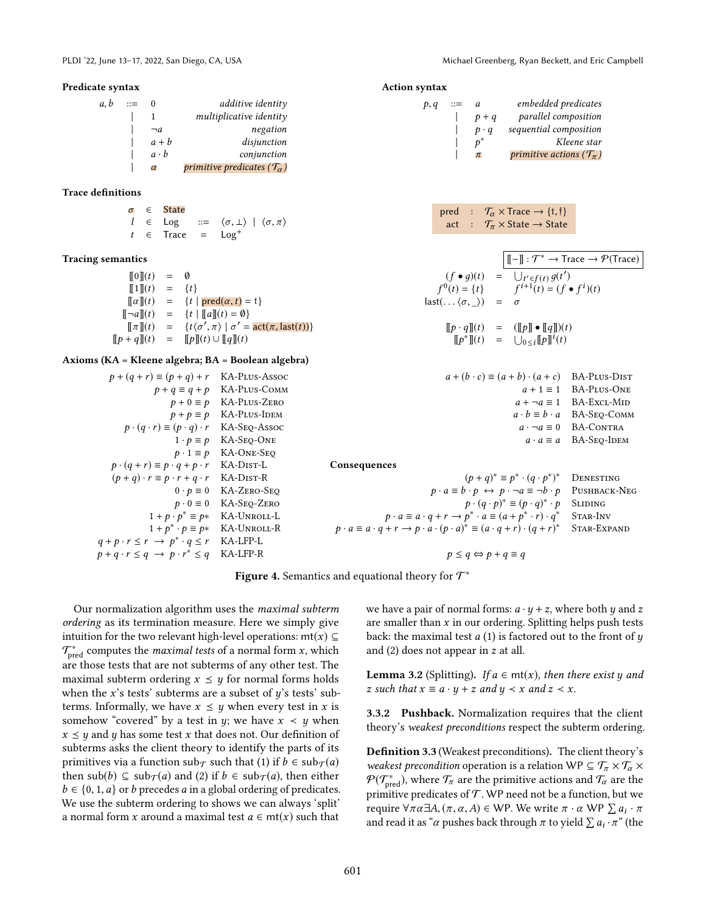**Predicate syntax**

$$
\begin{array}{rcll}
a, b & ::= & 0 & \textit{additive identity} \\
& \mid & 1 & \textit{multiplicative identity} \\
& \mid & \neg a & \textit{negation} \\
& \mid & a + b & \textit{disjunction} \\
& \mid & a \cdot b & \textit{conjunction} \\
& \mid & \alpha & \textit{primitive predicates } (\mathcal{T}_\alpha)
\end{array}
$$

**Action syntax**

$$
\begin{array}{rcll}
p, q & ::= & a & \textit{embedded predicates} \\
& \mid & p + q & \textit{parallel composition} \\
& \mid & p \cdot q & \textit{sequential composition} \\
& \mid & p^* & \textit{Kleene star} \\
& \mid & \pi & \textit{primitive actions } (\mathcal{T}_\pi)
\end{array}
$$

**Trace definitions**

$$
\begin{array}{rcll}
\sigma & \in & \mathsf{State} & \\
l & \in & \mathsf{Log} & ::= \langle \sigma, \bot \rangle \mid \langle \sigma, \pi \rangle \\
t & \in & \mathsf{Trace} & = \mathsf{Log}^+
\end{array}
$$

$$
\begin{array}{rcl}
\mathsf{pred} & : & \mathcal{T}_\alpha \times \mathsf{Trace} \to \{\mathsf{t}, \mathsf{f}\} \\
\mathsf{act} & : & \mathcal{T}_\pi \times \mathsf{State} \to \mathsf{State}
\end{array}
$$

**Tracing semantics** $\quad [\![-]\!] : \mathcal{T}^* \to \mathsf{Trace} \to \mathcal{P}(\mathsf{Trace})$

$$
\begin{array}{rcl}
[\![0]\!](t) & = & \emptyset \\
[\![1]\!](t) & = & \{t\} \\
[\![\alpha]\!](t) & = & \{t \mid \mathsf{pred}(\alpha, t) = \mathsf{t}\} \\
[\![\neg a]\!](t) & = & \{t \mid [\![a]\!](t) = \emptyset\} \\
[\![\pi]\!](t) & = & \{t\langle \sigma', \pi \rangle \mid \sigma' = \mathsf{act}(\pi, \mathsf{last}(t))\} \\
[\![p + q]\!](t) & = & [\![p]\!](t) \cup [\![q]\!](t)
\end{array}
$$

$$
\begin{array}{rcl}
(f \bullet g)(t) & = & \bigcup_{t' \in f(t)} g(t') \\
f^0(t) = \{t\} & & f^{i+1}(t) = (f \bullet f^i)(t) \\
\mathsf{last}(\ldots \langle \sigma, \_ \rangle) & = & \sigma \\
[\![p \cdot q]\!](t) & = & ([\![p]\!] \bullet [\![q]\!])(t) \\
[\![p^*]\!](t) & = & \bigcup_{0 \le i} [\![p]\!]^i(t)
\end{array}
$$

**Axioms (KA = Kleene algebra; BA = Boolean algebra)**

| Axiom | Name |
|---|---|
| $p + (q + r) \equiv (p + q) + r$ | KA-Plus-Assoc |
| $p + q \equiv q + p$ | KA-Plus-Comm |
| $p + 0 \equiv p$ | KA-Plus-Zero |
| $p + p \equiv p$ | KA-Plus-Idem |
| $p \cdot (q \cdot r) \equiv (p \cdot q) \cdot r$ | KA-Seq-Assoc |
| $1 \cdot p \equiv p$ | KA-Seq-One |
| $p \cdot 1 \equiv p$ | KA-One-Seq |
| $p \cdot (q + r) \equiv p \cdot q + p \cdot r$ | KA-Dist-L |
| $(p + q) \cdot r \equiv p \cdot r + q \cdot r$ | KA-Dist-R |
| $0 \cdot p \equiv 0$ | KA-Zero-Seq |
| $p \cdot 0 \equiv 0$ | KA-Seq-Zero |
| $1 + p \cdot p^* \equiv p*$ | KA-Unroll-L |
| $1 + p^* \cdot p \equiv p*$ | KA-Unroll-R |
| $q + p \cdot r \le r \to p^* \cdot q \le r$ | KA-LFP-L |
| $p + q \cdot r \le q \to p \cdot r^* \le q$ | KA-LFP-R |
| $a + (b \cdot c) \equiv (a + b) \cdot (a + c)$ | BA-Plus-Dist |
| $a + 1 \equiv 1$ | BA-Plus-One |
| $a + \neg a \equiv 1$ | BA-Excl-Mid |
| $a \cdot b \equiv b \cdot a$ | BA-Seq-Comm |
| $a \cdot \neg a \equiv 0$ | BA-Contra |
| $a \cdot a \equiv a$ | BA-Seq-Idem |

**Consequences**

| Consequence | Name |
|---|---|
| $(p + q)^* \equiv p^* \cdot (q \cdot p^*)^*$ | Denesting |
| $p \cdot a \equiv b \cdot p \leftrightarrow p \cdot \neg a \equiv \neg b \cdot p$ | Pushback-Neg |
| $p \cdot (q \cdot p)^* \equiv (p \cdot q)^* \cdot p$ | Sliding |
| $p \cdot a \equiv a \cdot q + r \to p^* \cdot a \equiv (a + p^* \cdot r) \cdot q^*$ | Star-Inv |
| $p \cdot a \equiv a \cdot q + r \to p \cdot a \cdot (p \cdot a)^* \equiv (a \cdot q + r) \cdot (q + r)^*$ | Star-Expand |

$$p \le q \Leftrightarrow p + q \equiv q$$

**Figure 4.** Semantics and equational theory for $\mathcal{T}^*$

Our normalization algorithm uses the *maximal subterm ordering* as its termination measure. Here we simply give intuition for the two relevant high-level operations: $\mathsf{mt}(x) \subseteq \mathcal{T}^*_{\mathsf{pred}}$ computes the *maximal tests* of a normal form $x$, which are those tests that are not subterms of any other test. The maximal subterm ordering $x \preceq y$ for normal forms holds when the $x$'s tests' subterms are a subset of $y$'s tests' subterms. Informally, we have $x \preceq y$ when every test in $x$ is somehow "covered" by a test in $y$; we have $x \prec y$ when $x \preceq y$ and $y$ has some test $x$ that does not. Our definition of subterms asks the client theory to identify the parts of its primitives via a function $\mathsf{sub}_\mathcal{T}$ such that (1) if $b \in \mathsf{sub}_\mathcal{T}(a)$ then $\mathsf{sub}(b) \subseteq \mathsf{sub}_\mathcal{T}(a)$ and (2) if $b \in \mathsf{sub}_\mathcal{T}(a)$, then either $b \in \{0, 1, a\}$ or $b$ precedes $a$ in a global ordering of predicates. We use the subterm ordering to shows we can always 'split' a normal form $x$ around a maximal test $a \in \mathsf{mt}(x)$ such that we have a pair of normal forms: $a \cdot y + z$, where both $y$ and $z$ are smaller than $x$ in our ordering. Splitting helps push tests back: the maximal test $a$ (1) is factored out to the front of $y$ and (2) does not appear in $z$ at all.

**Lemma 3.2** (Splitting)**.** *If $a \in \mathsf{mt}(x)$, then there exist $y$ and $z$ such that $x \equiv a \cdot y + z$ and $y \prec x$ and $z \prec x$.*

#### 3.3.2 Pushback.

Normalization requires that the client theory's *weakest preconditions* respect the subterm ordering.

**Definition 3.3** (Weakest preconditions)**.** The client theory's *weakest precondition* operation is a relation $\mathsf{WP} \subseteq \mathcal{T}_\pi \times \mathcal{T}_\alpha \times \mathcal{P}(\mathcal{T}^*_{\mathsf{pred}})$, where $\mathcal{T}_\pi$ are the primitive actions and $\mathcal{T}_\alpha$ are the primitive predicates of $\mathcal{T}$. WP need not be a function, but we require $\forall \pi \alpha \exists A, (\pi, \alpha, A) \in \mathsf{WP}$. We write $\pi \cdot \alpha \; \mathsf{WP} \sum a_i \cdot \pi$ and read it as "$\alpha$ pushes back through $\pi$ to yield $\sum a_i \cdot \pi$" (the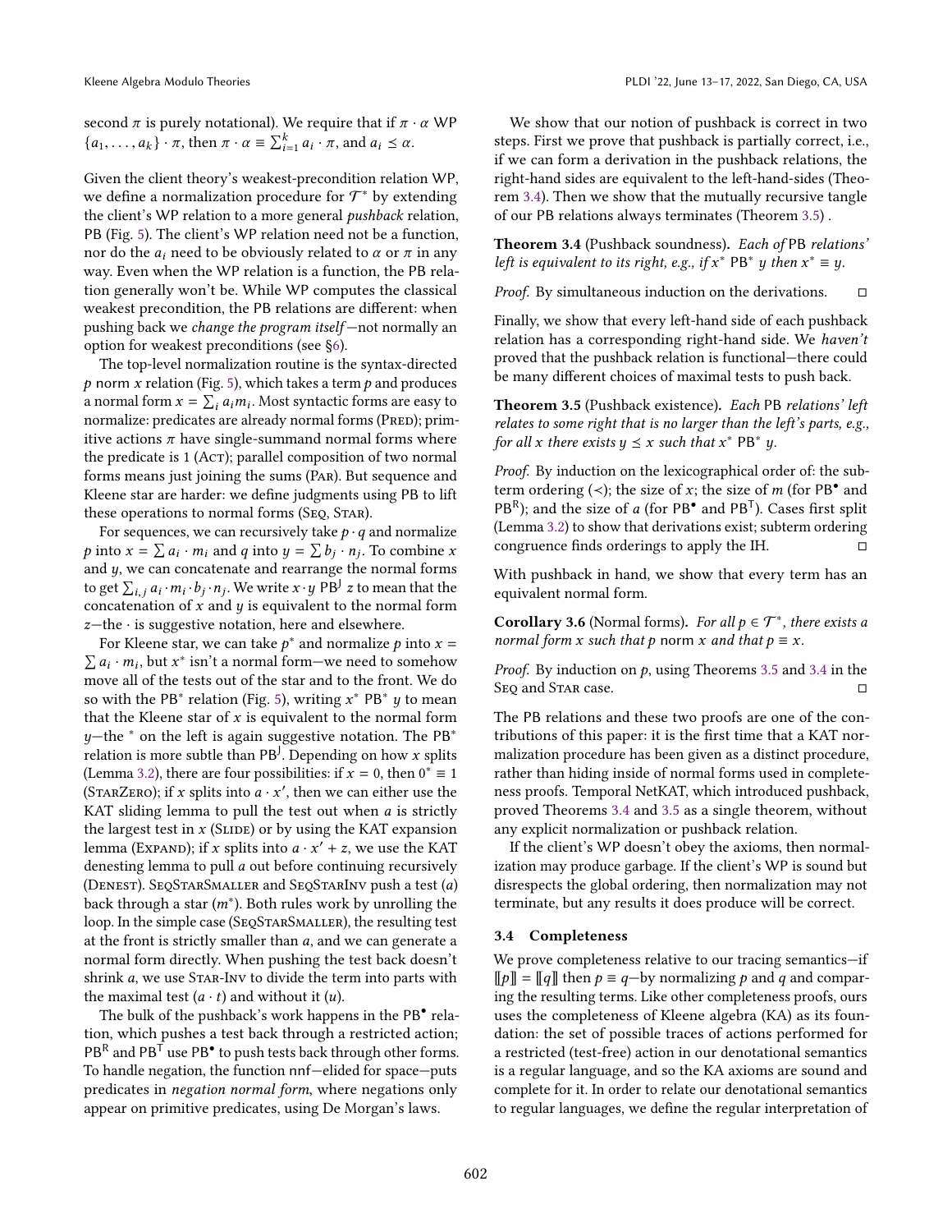second $\pi$ is purely notational). We require that if $\pi \cdot \alpha$ WP $\{a_1, \ldots, a_k\} \cdot \pi$, then $\pi \cdot \alpha \equiv \sum_{i=1}^{k} a_i \cdot \pi$, and $a_i \preceq \alpha$.

Given the client theory's weakest-precondition relation WP, we define a normalization procedure for $\mathcal{T}^*$ by extending the client's WP relation to a more general *pushback* relation, PB (Fig. 5). The client's WP relation need not be a function, nor do the $a_i$ need to be obviously related to $\alpha$ or $\pi$ in any way. Even when the WP relation is a function, the PB relation generally won't be. While WP computes the classical weakest precondition, the PB relations are different: when pushing back we *change the program itself*—not normally an option for weakest preconditions (see §6).

The top-level normalization routine is the syntax-directed $p$ norm $x$ relation (Fig. 5), which takes a term $p$ and produces a normal form $x = \sum_i a_i m_i$. Most syntactic forms are easy to normalize: predicates are already normal forms (Pred); primitive actions $\pi$ have single-summand normal forms where the predicate is 1 (Act); parallel composition of two normal forms means just joining the sums (Par). But sequence and Kleene star are harder: we define judgments using PB to lift these operations to normal forms (Seq, Star).

For sequences, we can recursively take $p \cdot q$ and normalize $p$ into $x = \sum a_i \cdot m_i$ and $q$ into $y = \sum b_j \cdot n_j$. To combine $x$ and $y$, we can concatenate and rearrange the normal forms to get $\sum_{i,j} a_i \cdot m_i \cdot b_j \cdot n_j$. We write $x \cdot y$ $\mathsf{PB}^{\mathsf{J}}$ $z$ to mean that the concatenation of $x$ and $y$ is equivalent to the normal form $z$—the $\cdot$ is suggestive notation, here and elsewhere.

For Kleene star, we can take $p^*$ and normalize $p$ into $x = \sum a_i \cdot m_i$, but $x^*$ isn't a normal form—we need to somehow move all of the tests out of the star and to the front. We do so with the $\mathsf{PB}^*$ relation (Fig. 5), writing $x^*$ $\mathsf{PB}^*$ $y$ to mean that the Kleene star of $x$ is equivalent to the normal form $y$—the $^*$ on the left is again suggestive notation. The $\mathsf{PB}^*$ relation is more subtle than $\mathsf{PB}^{\mathsf{J}}$. Depending on how $x$ splits (Lemma 3.2), there are four possibilities: if $x = 0$, then $0^* \equiv 1$ (StarZero); if $x$ splits into $a \cdot x'$, then we can either use the KAT sliding lemma to pull the test out when $a$ is strictly the largest test in $x$ (Slide) or by using the KAT expansion lemma (Expand); if $x$ splits into $a \cdot x' + z$, we use the KAT denesting lemma to pull $a$ out before continuing recursively (Denest). SeqStarSmaller and SeqStarInv push a test ($a$) back through a star ($m^*$). Both rules work by unrolling the loop. In the simple case (SeqStarSmaller), the resulting test at the front is strictly smaller than $a$, and we can generate a normal form directly. When pushing the test back doesn't shrink $a$, we use Star-Inv to divide the term into parts with the maximal test ($a \cdot t$) and without it ($u$).

The bulk of the pushback's work happens in the $\mathsf{PB}^{\bullet}$ relation, which pushes a test back through a restricted action; $\mathsf{PB}^{\mathsf{R}}$ and $\mathsf{PB}^{\mathsf{T}}$ use $\mathsf{PB}^{\bullet}$ to push tests back through other forms. To handle negation, the function nnf—elided for space—puts predicates in *negation normal form*, where negations only appear on primitive predicates, using De Morgan's laws.

We show that our notion of pushback is correct in two steps. First we prove that pushback is partially correct, i.e., if we can form a derivation in the pushback relations, the right-hand sides are equivalent to the left-hand-sides (Theorem 3.4). Then we show that the mutually recursive tangle of our PB relations always terminates (Theorem 3.5) .

**Theorem 3.4** (Pushback soundness)**.** *Each of* PB *relations' left is equivalent to its right, e.g., if $x^*$ $\mathsf{PB}^*$ $y$ then $x^* \equiv y$.*

*Proof.* By simultaneous induction on the derivations. ◻

Finally, we show that every left-hand side of each pushback relation has a corresponding right-hand side. We *haven't* proved that the pushback relation is functional—there could be many different choices of maximal tests to push back.

**Theorem 3.5** (Pushback existence)**.** *Each* PB *relations' left relates to some right that is no larger than the left's parts, e.g., for all $x$ there exists $y \preceq x$ such that $x^*$ $\mathsf{PB}^*$ $y$.*

*Proof.* By induction on the lexicographical order of: the subterm ordering ($\prec$); the size of $m$ (for $\mathsf{PB}^{\bullet}$ and $\mathsf{PB}^{\mathsf{R}}$); and the size of $a$ (for $\mathsf{PB}^{\bullet}$ and $\mathsf{PB}^{\mathsf{T}}$). Cases first split (Lemma 3.2) to show that derivations exist; subterm ordering congruence finds orderings to apply the IH. ◻

With pushback in hand, we show that every term has an equivalent normal form.

**Corollary 3.6** (Normal forms)**.** *For all $p \in \mathcal{T}^*$, there exists a normal form $x$ such that $p$ norm $x$ and that $p \equiv x$.*

*Proof.* By induction on $p$, using Theorems 3.5 and 3.4 in the Seq and Star case. ◻

The PB relations and these two proofs are one of the contributions of this paper: it is the first time that a KAT normalization procedure has been given as a distinct procedure, rather than hiding inside of normal forms used in completeness proofs. Temporal NetKAT, which introduced pushback, proved Theorems 3.4 and 3.5 as a single theorem, without any explicit normalization or pushback relation.

If the client's WP doesn't obey the axioms, then normalization may produce garbage. If the client's WP is sound but disrespects the global ordering, then normalization may not terminate, but any results it does produce will be correct.

### 3.4 Completeness

We prove completeness relative to our tracing semantics—if $[\![p]\!] = [\![q]\!]$ then $p \equiv q$—by normalizing $p$ and $q$ and comparing the resulting terms. Like other completeness proofs, ours uses the completeness of Kleene algebra (KA) as its foundation: the set of possible traces of actions performed for a restricted (test-free) action in our denotational semantics is a regular language, and so the KA axioms are sound and complete for it. In order to relate our denotational semantics to regular languages, we define the regular interpretation of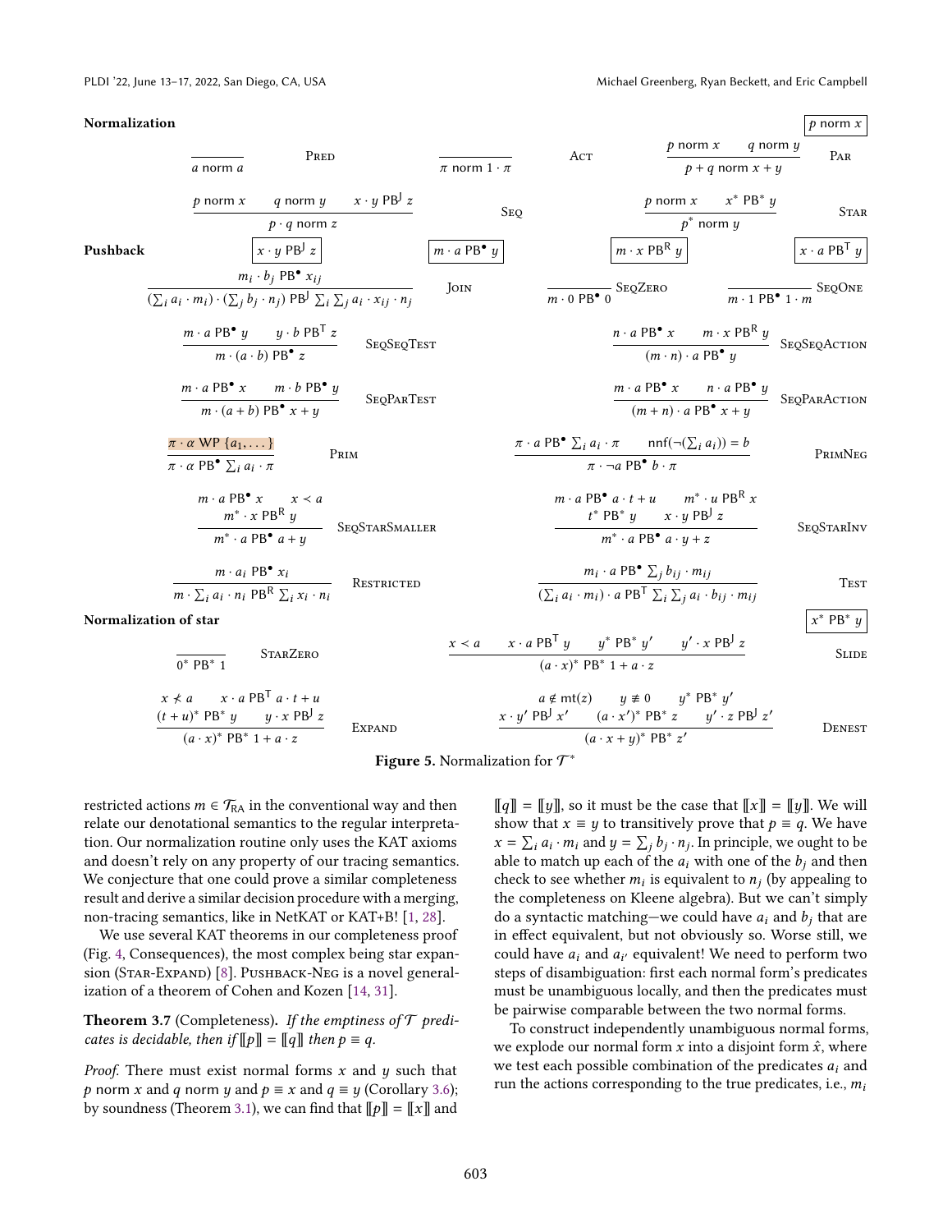**Normalization** $\boxed{p \text{ norm } x}$

$$\frac{}{a \text{ norm } a}\ \textsc{Pred} \qquad \frac{}{\pi \text{ norm } 1 \cdot \pi}\ \textsc{Act} \qquad \frac{p \text{ norm } x \quad q \text{ norm } y}{p + q \text{ norm } x + y}\ \textsc{Par}$$

$$\frac{p \text{ norm } x \quad q \text{ norm } y \quad x \cdot y \text{ PB}^{\text{J}}\ z}{p \cdot q \text{ norm } z}\ \textsc{Seq} \qquad \frac{p \text{ norm } x \quad x^* \text{ PB}^* \ y}{p^* \text{ norm } y}\ \textsc{Star}$$

**Pushback** $\boxed{x \cdot y \text{ PB}^{\text{J}}\ z}$ $\boxed{m \cdot a \text{ PB}^{\bullet}\ y}$ $\boxed{m \cdot x \text{ PB}^{\text{R}}\ y}$ $\boxed{x \cdot a \text{ PB}^{\text{T}}\ y}$

$$\frac{m_i \cdot b_j \text{ PB}^{\bullet}\ x_{ij}}{(\sum_i a_i \cdot m_i) \cdot (\sum_j b_j \cdot n_j) \text{ PB}^{\text{J}} \sum_i \sum_j a_i \cdot x_{ij} \cdot n_j}\ \textsc{Join} \qquad \frac{}{m \cdot 0 \text{ PB}^{\bullet}\ 0}\ \textsc{SeqZero} \qquad \frac{}{m \cdot 1 \text{ PB}^{\bullet}\ 1 \cdot m}\ \textsc{SeqOne}$$

$$\frac{m \cdot a \text{ PB}^{\bullet}\ y \quad y \cdot b \text{ PB}^{\text{T}}\ z}{m \cdot (a \cdot b) \text{ PB}^{\bullet}\ z}\ \textsc{SeqSeqTest} \qquad \frac{n \cdot a \text{ PB}^{\bullet}\ x \quad m \cdot x \text{ PB}^{\text{R}}\ y}{(m \cdot n) \cdot a \text{ PB}^{\bullet}\ y}\ \textsc{SeqSeqAction}$$

$$\frac{m \cdot a \text{ PB}^{\bullet}\ x \quad m \cdot b \text{ PB}^{\bullet}\ y}{m \cdot (a + b) \text{ PB}^{\bullet}\ x + y}\ \textsc{SeqParTest} \qquad \frac{m \cdot a \text{ PB}^{\bullet}\ x \quad n \cdot a \text{ PB}^{\bullet}\ y}{(m + n) \cdot a \text{ PB}^{\bullet}\ x + y}\ \textsc{SeqParAction}$$

$$\frac{\pi \cdot \alpha \text{ WP } \{a_1, \dots\}}{\pi \cdot \alpha \text{ PB}^{\bullet} \sum_i a_i \cdot \pi}\ \textsc{Prim} \qquad \frac{\pi \cdot a \text{ PB}^{\bullet} \sum_i a_i \cdot \pi \quad \text{nnf}(\neg(\sum_i a_i)) = b}{\pi \cdot \neg a \text{ PB}^{\bullet}\ b \cdot \pi}\ \textsc{PrimNeg}$$

$$\frac{m \cdot a \text{ PB}^{\bullet}\ x \quad x \prec a \quad m^* \cdot x \text{ PB}^{\text{R}}\ y}{m^* \cdot a \text{ PB}^{\bullet}\ a + y}\ \textsc{SeqStarSmaller} \qquad \frac{m \cdot a \text{ PB}^{\bullet}\ a \cdot t + u \quad m^* \cdot u \text{ PB}^{\text{R}}\ x \quad t^* \text{ PB}^*\ y \quad x \cdot y \text{ PB}^{\text{J}}\ z}{m^* \cdot a \text{ PB}^{\bullet}\ a \cdot y + z}\ \textsc{SeqStarInv}$$

$$\frac{m \cdot a_i \text{ PB}^{\bullet}\ x_i}{m \cdot \sum_i a_i \cdot n_i \text{ PB}^{\text{R}} \sum_i x_i \cdot n_i}\ \textsc{Restricted} \qquad \frac{m_i \cdot a \text{ PB}^{\bullet} \sum_j b_{ij} \cdot m_{ij}}{(\sum_i a_i \cdot m_i) \cdot a \text{ PB}^{\text{T}} \sum_i \sum_j a_i \cdot b_{ij} \cdot m_{ij}}\ \textsc{Test}$$

**Normalization of star** $\boxed{x^* \text{ PB}^*\ y}$

$$\frac{}{0^* \text{ PB}^*\ 1}\ \textsc{StarZero} \qquad \frac{x \prec a \quad x \cdot a \text{ PB}^{\text{T}}\ y \quad y^* \text{ PB}^*\ y' \quad y' \cdot x \text{ PB}^{\text{J}}\ z}{(a \cdot x)^* \text{ PB}^*\ 1 + a \cdot z}\ \textsc{Slide}$$

$$\frac{x \not\prec a \quad x \cdot a \text{ PB}^{\text{T}}\ a \cdot t + u \quad (t + u)^* \text{ PB}^*\ y \quad y \cdot x \text{ PB}^{\text{J}}\ z}{(a \cdot x)^* \text{ PB}^*\ 1 + a \cdot z}\ \textsc{Expand} \qquad \frac{a \notin \text{mt}(z) \quad y \not\equiv 0 \quad y^* \text{ PB}^*\ y' \quad x \cdot y' \text{ PB}^{\text{J}}\ x' \quad (a \cdot x')^* \text{ PB}^*\ z \quad y' \cdot z \text{ PB}^{\text{J}}\ z'}{(a \cdot x + y)^* \text{ PB}^*\ z'}\ \textsc{Denest}$$

**Figure 5.** Normalization for $\mathcal{T}^*$

restricted actions $m \in \mathcal{T}_{\text{RA}}$ in the conventional way and then relate our denotational semantics to the regular interpretation. Our normalization routine only uses the KAT axioms and doesn't rely on any property of our tracing semantics. We conjecture that one could prove a similar completeness result and derive a similar decision procedure with a merging, non-tracing semantics, like in NetKAT or KAT+B! [1, 28].

We use several KAT theorems in our completeness proof (Fig. 4, Consequences), the most complex being star expansion (Star-Expand) [8]. Pushback-Neg is a novel generalization of a theorem of Cohen and Kozen [14, 31].

**Theorem 3.7** (Completeness). *If the emptiness of $\mathcal{T}$ predicates is decidable, then if $[\![p]\!] = [\![q]\!]$ then $p \equiv q$.*

*Proof.* There must exist normal forms $x$ and $y$ such that $p$ norm $x$ and $q$ norm $y$ and $p \equiv x$ and $q \equiv y$ (Corollary 3.6); by soundness (Theorem 3.1), we can find that $[\![p]\!] = [\![x]\!]$ and $[\![q]\!] = [\![y]\!]$, so it must be the case that $[\![x]\!] = [\![y]\!]$. We will show that $x \equiv y$ to transitively prove that $p \equiv q$. We have $x = \sum_i a_i \cdot m_i$ and $y = \sum_j b_j \cdot n_j$. In principle, we ought to be able to match up each of the $a_i$ with one of the $b_j$ and then check to see whether $m_i$ is equivalent to $n_j$ (by appealing to the completeness on Kleene algebra). But we can't simply do a syntactic matching—we could have $a_i$ and $b_j$ that are in effect equivalent, but not obviously so. Worse still, we could have $a_i$ and $a_{i'}$ equivalent! We need to perform two steps of disambiguation: first each normal form's predicates must be unambiguous locally, and then the predicates must be pairwise comparable between the two normal forms.

To construct independently unambiguous normal forms, we explode our normal form $x$ into a disjoint form $\hat{x}$, where we test each possible combination of the predicates $a_i$ and run the actions corresponding to the true predicates, i.e., $m_i$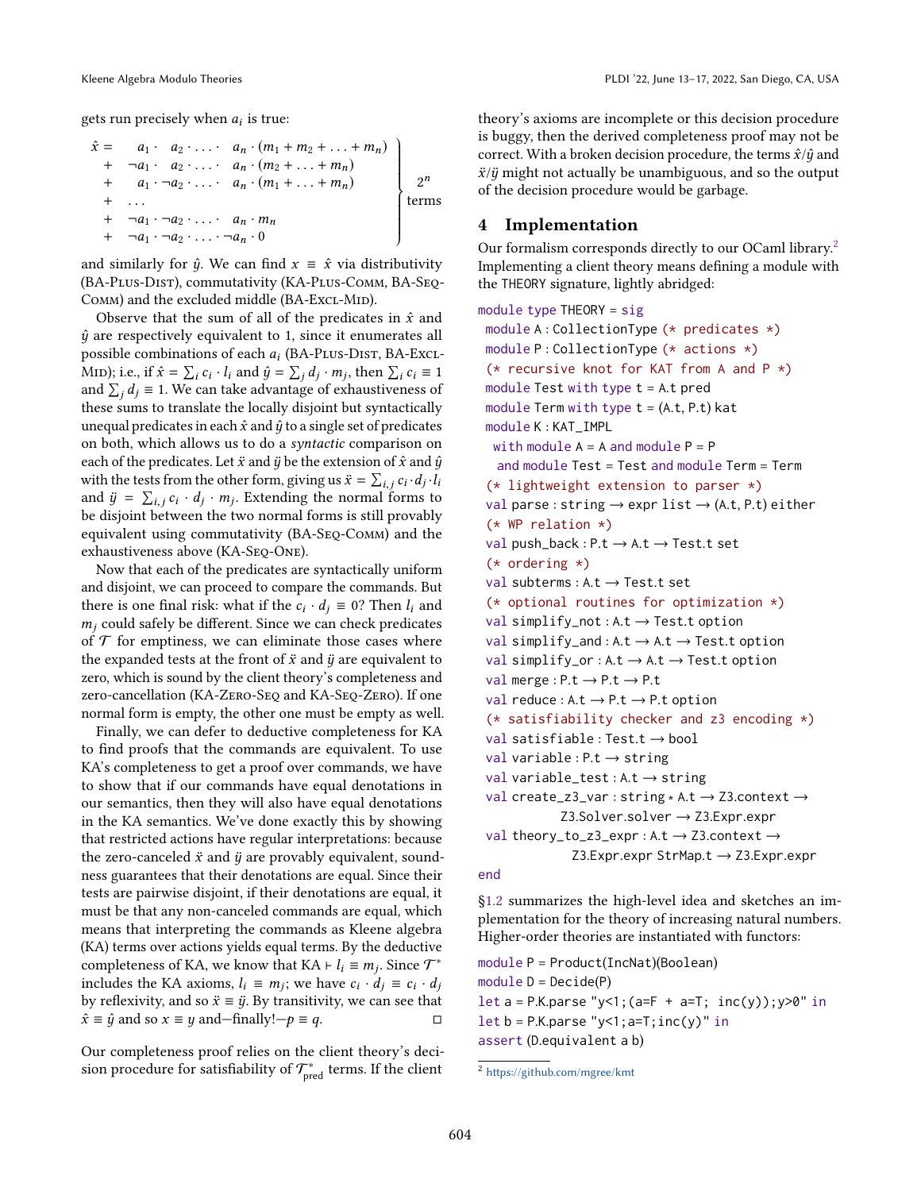gets run precisely when $a_i$ is true:

$$\left.\begin{array}{rl} \hat{x} = & a_1 \cdot \ \ a_2 \cdot \ldots \cdot \ \ a_n \cdot (m_1 + m_2 + \ldots + m_n) \\ + & \neg a_1 \cdot \ \ a_2 \cdot \ldots \cdot \ \ a_n \cdot (m_2 + \ldots + m_n) \\ + & a_1 \cdot \neg a_2 \cdot \ldots \cdot \ \ a_n \cdot (m_1 + \ldots + m_n) \\ + & \ldots \\ + & \neg a_1 \cdot \neg a_2 \cdot \ldots \cdot \ \ a_n \cdot m_n \\ + & \neg a_1 \cdot \neg a_2 \cdot \ldots \cdot \neg a_n \cdot 0 \end{array}\right\} \begin{array}{c} 2^n \\ \text{terms} \end{array}$$

and similarly for $\hat{y}$. We can find $x \equiv \hat{x}$ via distributivity (BA-Plus-Dist), commutativity (KA-Plus-Comm, BA-Seq-Comm) and the excluded middle (BA-Excl-Mid).

Observe that the sum of all of the predicates in $\hat{x}$ and $\hat{y}$ are respectively equivalent to 1, since it enumerates all possible combinations of each $a_i$ (BA-Plus-Dist, BA-Excl-Mid); i.e., if $\hat{x} = \sum_i c_i \cdot l_i$ and $\hat{y} = \sum_j d_j \cdot m_j$, then $\sum_i c_i \equiv 1$ and $\sum_j d_j \equiv 1$. We can take advantage of exhaustiveness of these sums to translate the locally disjoint but syntactically unequal predicates in each $\hat{x}$ and $\hat{y}$ to a single set of predicates on both, which allows us to do a *syntactic* comparison on each of the predicates. Let $\ddot{x}$ and $\ddot{y}$ be the extension of $\hat{x}$ and $\hat{y}$ with the tests from the other form, giving us $\ddot{x} = \sum_{i,j} c_i \cdot d_j \cdot l_i$ and $\ddot{y} = \sum_{i,j} c_i \cdot d_j \cdot m_j$. Extending the normal forms to be disjoint between the two normal forms is still provably equivalent using commutativity (BA-Seq-Comm) and the exhaustiveness above (KA-Seq-One).

Now that each of the predicates are syntactically uniform and disjoint, we can proceed to compare the commands. But there is one final risk: what if the $c_i \cdot d_j \equiv 0$? Then $l_i$ and $m_j$ could safely be different. Since we can check predicates of $\mathcal{T}$ for emptiness, we can eliminate those cases where the expanded tests at the front of $\ddot{x}$ and $\ddot{y}$ are equivalent to zero, which is sound by the client theory's completeness and zero-cancellation (KA-Zero-Seq and KA-Seq-Zero). If one normal form is empty, the other one must be empty as well.

Finally, we can defer to deductive completeness for KA to find proofs that the commands are equivalent. To use KA's completeness to get a proof over commands, we have to show that if our commands have equal denotations in our semantics, then they will also have equal denotations in the KA semantics. We've done exactly this by showing that restricted actions have regular interpretations: because the zero-canceled $\ddot{x}$ and $\ddot{y}$ are provably equivalent, soundness guarantees that their denotations are equal. Since their tests are pairwise disjoint, if their denotations are equal, it must be that any non-canceled commands are equal, which means that interpreting the commands as Kleene algebra (KA) terms over actions yields equal terms. By the deductive completeness of KA, we know that $\text{KA} \vdash l_i \equiv m_j$. Since $\mathcal{T}^*$ includes the KA axioms, $l_i \equiv m_j$; we have $c_i \cdot d_j \equiv c_i \cdot d_j$ by reflexivity, and so $\ddot{x} \equiv \ddot{y}$. By transitivity, we can see that $\hat{x} \equiv \hat{y}$ and so $x \equiv y$ and—finally!—$p \equiv q$. □

Our completeness proof relies on the client theory's decision procedure for satisfiability of $\mathcal{T}^*_{\text{pred}}$ terms. If the client theory's axioms are incomplete or this decision procedure is buggy, then the derived completeness proof may not be correct. With a broken decision procedure, the terms $\hat{x}/\hat{y}$ and $\ddot{x}/\ddot{y}$ might not actually be unambiguous, and so the output of the decision procedure would be garbage.

## 4 Implementation

Our formalism corresponds directly to our OCaml library.[2] Implementing a client theory means defining a module with the THEORY signature, lightly abridged:

```
module type THEORY = sig
 module A : CollectionType (* predicates *)
 module P : CollectionType (* actions *)
 (* recursive knot for KAT from A and P *)
 module Test with type t = A.t pred
 module Term with type t = (A.t, P.t) kat
 module K : KAT_IMPL
  with module A = A and module P = P
   and module Test = Test and module Term = Term
 (* lightweight extension to parser *)
 val parse : string → expr list → (A.t, P.t) either
 (* WP relation *)
 val push_back : P.t → A.t → Test.t set
 (* ordering *)
 val subterms : A.t → Test.t set
 (* optional routines for optimization *)
 val simplify_not : A.t → Test.t option
 val simplify_and : A.t → A.t → Test.t option
 val simplify_or : A.t → A.t → Test.t option
 val merge : P.t → P.t → P.t
 val reduce : A.t → P.t → P.t option
 (* satisfiability checker and z3 encoding *)
 val satisfiable : Test.t → bool
 val variable : P.t → string
 val variable_test : A.t → string
 val create_z3_var : string * A.t → Z3.context →
          Z3.Solver.solver → Z3.Expr.expr
 val theory_to_z3_expr : A.t → Z3.context →
            Z3.Expr.expr StrMap.t → Z3.Expr.expr
end
```

§1.2 summarizes the high-level idea and sketches an implementation for the theory of increasing natural numbers. Higher-order theories are instantiated with functors:

```
module P = Product(IncNat)(Boolean)
module D = Decide(P)
let a = P.K.parse "y<1;(a=F + a=T; inc(y));y>0" in
let b = P.K.parse "y<1;a=T;inc(y)" in
assert (D.equivalent a b)
```

[2] https://github.com/mgree/kmt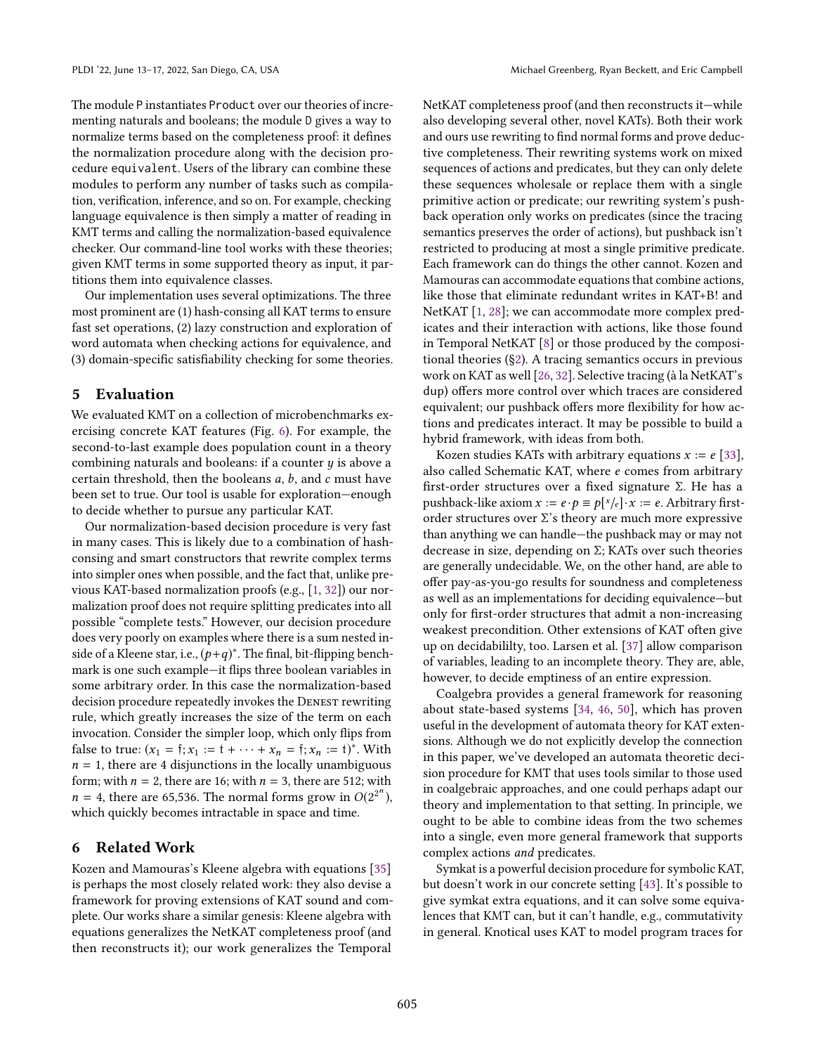The module P instantiates Product over our theories of incrementing naturals and booleans; the module D gives a way to normalize terms based on the completeness proof: it defines the normalization procedure along with the decision procedure equivalent. Users of the library can combine these modules to perform any number of tasks such as compilation, verification, inference, and so on. For example, checking language equivalence is then simply a matter of reading in KMT terms and calling the normalization-based equivalence checker. Our command-line tool works with these theories; given KMT terms in some supported theory as input, it partitions them into equivalence classes.

Our implementation uses several optimizations. The three most prominent are (1) hash-consing all KAT terms to ensure fast set operations, (2) lazy construction and exploration of word automata when checking actions for equivalence, and (3) domain-specific satisfiability checking for some theories.

## 5 Evaluation

We evaluated KMT on a collection of microbenchmarks exercising concrete KAT features (Fig. 6). For example, the second-to-last example does population count in a theory combining naturals and booleans: if a counter $y$ is above a certain threshold, then the booleans $a$, $b$, and $c$ must have been set to true. Our tool is usable for exploration—enough to decide whether to pursue any particular KAT.

Our normalization-based decision procedure is very fast in many cases. This is likely due to a combination of hash-consing and smart constructors that rewrite complex terms into simpler ones when possible, and the fact that, unlike previous KAT-based normalization proofs (e.g., [1, 32]) our normalization proof does not require splitting predicates into all possible "complete tests." However, our decision procedure does very poorly on examples where there is a sum nested inside of a Kleene star, i.e., $(p+q)^*$. The final, bit-flipping benchmark is one such example—it flips three boolean variables in some arbitrary order. In this case the normalization-based decision procedure repeatedly invokes the Denest rewriting rule, which greatly increases the size of the term on each invocation. Consider the simpler loop, which only flips from false to true: $(x_1 = \mathsf{f}; x_1 := \mathsf{t} + \cdots + x_n = \mathsf{f}; x_n := \mathsf{t})^*$. With $n = 1$, there are 4 disjunctions in the locally unambiguous form; with $n = 2$, there are 16; with $n = 3$, there are 512; with $n = 4$, there are 65,536. The normal forms grow in $O(2^{2^n})$, which quickly becomes intractable in space and time.

## 6 Related Work

Kozen and Mamouras's Kleene algebra with equations [35] is perhaps the most closely related work: they also devise a framework for proving extensions of KAT sound and complete. Our works share a similar genesis: Kleene algebra with equations generalizes the NetKAT completeness proof (and then reconstructs it); our work generalizes the Temporal NetKAT completeness proof (and then reconstructs it—while also developing several other, novel KATs). Both their work and ours use rewriting to find normal forms and prove deductive completeness. Their rewriting systems work on mixed sequences of actions and predicates, but they can only delete these sequences wholesale or replace them with a single primitive action or predicate; our rewriting system's pushback operation only works on predicates (since the tracing semantics preserves the order of actions), but pushback isn't restricted to producing at most a single primitive predicate. Each framework can do things the other cannot. Kozen and Mamouras can accommodate equations that combine actions, like those that eliminate redundant writes in KAT+B! and NetKAT [1, 28]; we can accommodate more complex predicates and their interaction with actions, like those found in Temporal NetKAT [8] or those produced by the compositional theories (§2). A tracing semantics occurs in previous work on KAT as well [26, 32]. Selective tracing (à la NetKAT's dup) offers more control over which traces are considered equivalent; our pushback offers more flexibility for how actions and predicates interact. It may be possible to build a hybrid framework, with ideas from both.

Kozen studies KATs with arbitrary equations $x := e$ [33], also called Schematic KAT, where $e$ comes from arbitrary first-order structures over a fixed signature $\Sigma$. He has a pushback-like axiom $x := e \cdot p \equiv p[^x/_e] \cdot x := e$. Arbitrary first-order structures over $\Sigma$'s theory are much more expressive than anything we can handle—the pushback may or may not decrease in size, depending on $\Sigma$; KATs over such theories are generally undecidable. We, on the other hand, are able to offer pay-as-you-go results for soundness and completeness as well as an implementations for deciding equivalence—but only for first-order structures that admit a non-increasing weakest precondition. Other extensions of KAT often give up on decidabililty, too. Larsen et al. [37] allow comparison of variables, leading to an incomplete theory. They are, able, however, to decide emptiness of an entire expression.

Coalgebra provides a general framework for reasoning about state-based systems [34, 46, 50], which has proven useful in the development of automata theory for KAT extensions. Although we do not explicitly develop the connection in this paper, we've developed an automata theoretic decision procedure for KMT that uses tools similar to those used in coalgebraic approaches, and one could perhaps adapt our theory and implementation to that setting. In principle, we ought to be able to combine ideas from the two schemes into a single, even more general framework that supports complex actions *and* predicates.

Symkat is a powerful decision procedure for symbolic KAT, but doesn't work in our concrete setting [43]. It's possible to give symkat extra equations, and it can solve some equivalences that KMT can, but it can't handle, e.g., commutativity in general. Knotical uses KAT to model program traces for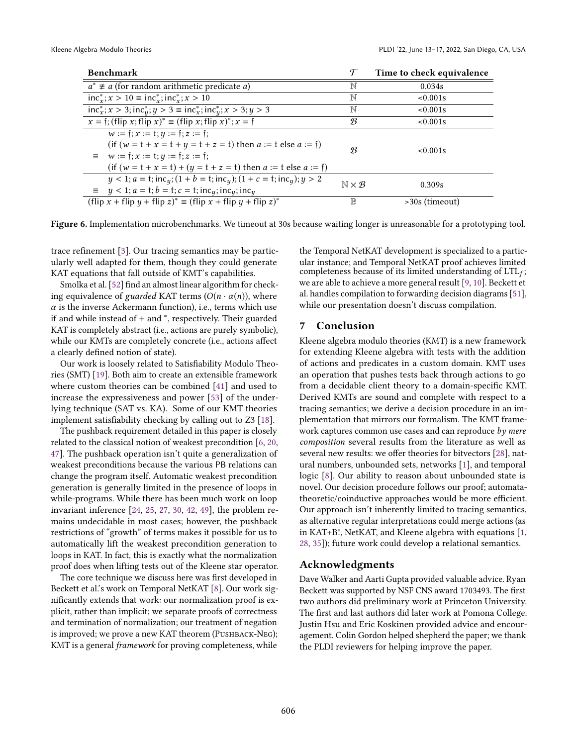| Benchmark | $\mathcal{T}$ | Time to check equivalence |
|---|---|---|
| $a^* \not\equiv a$ (for random arithmetic predicate $a$) | $\mathbb{N}$ | 0.034s |
| $\mathsf{inc}_x^*; x > 10 \equiv \mathsf{inc}_x^*; \mathsf{inc}_x^*; x > 10$ | $\mathbb{N}$ | <0.001s |
| $\mathsf{inc}_x^*; x > 3; \mathsf{inc}_y^*; y > 3 \equiv \mathsf{inc}_x^*; \mathsf{inc}_y^*; x > 3; y > 3$ | $\mathbb{N}$ | <0.001s |
| $x = \mathsf{f}; (\mathsf{flip}\ x; \mathsf{flip}\ x)^* \equiv (\mathsf{flip}\ x; \mathsf{flip}\ x)^*; x = \mathsf{f}$ | $\mathcal{B}$ | <0.001s |
| $w := \mathsf{f}; x := \mathsf{t}; y := \mathsf{f}; z := \mathsf{f};$ (if $(w = \mathsf{t} + x = \mathsf{t} + y = \mathsf{t} + z = \mathsf{t})$ then $a := \mathsf{t}$ else $a := \mathsf{f}$) $\equiv$ $w := \mathsf{f}; x := \mathsf{t}; y := \mathsf{f}; z := \mathsf{f};$ (if $(w = \mathsf{t} + x = \mathsf{t}) + (y = \mathsf{t} + z = \mathsf{t})$ then $a := \mathsf{t}$ else $a := \mathsf{f}$) | $\mathcal{B}$ | <0.001s |
| $y < 1; a = \mathsf{t}; \mathsf{inc}_y; (1 + b = \mathsf{t}; \mathsf{inc}_y); (1 + c = \mathsf{t}; \mathsf{inc}_y); y > 2$ $\equiv$ $y < 1; a = \mathsf{t}; b = \mathsf{t}; c = \mathsf{t}; \mathsf{inc}_y; \mathsf{inc}_y; \mathsf{inc}_y$ | $\mathbb{N} \times \mathcal{B}$ | 0.309s |
| $(\mathsf{flip}\ x + \mathsf{flip}\ y + \mathsf{flip}\ z)^* \equiv (\mathsf{flip}\ x + \mathsf{flip}\ y + \mathsf{flip}\ z)^*$ | $\mathbb{B}$ | >30s (timeout) |

**Figure 6.** Implementation microbenchmarks. We timeout at 30s because waiting longer is unreasonable for a prototyping tool.

trace refinement [3]. Our tracing semantics may be particularly well adapted for them, though they could generate KAT equations that fall outside of KMT's capabilities.

Smolka et al. [52] find an almost linear algorithm for checking equivalence of *guarded* KAT terms ($O(n \cdot \alpha(n))$, where $\alpha$ is the inverse Ackermann function), i.e., terms which use if and while instead of + and $^*$, respectively. Their guarded KAT is completely abstract (i.e., actions are purely symbolic), while our KMTs are completely concrete (i.e., actions affect a clearly defined notion of state).

Our work is loosely related to Satisfiability Modulo Theories (SMT) [19]. Both aim to create an extensible framework where custom theories can be combined [41] and used to increase the expressiveness and power [53] of the underlying technique (SAT vs. KA). Some of our KMT theories implement satisfiability checking by calling out to Z3 [18].

The pushback requirement detailed in this paper is closely related to the classical notion of weakest precondition [6, 20, 47]. The pushback operation isn't quite a generalization of weakest preconditions because the various PB relations can change the program itself. Automatic weakest precondition generation is generally limited in the presence of loops in while-programs. While there has been much work on loop invariant inference [24, 25, 27, 30, 42, 49], the problem remains undecidable in most cases; however, the pushback restrictions of "growth" of terms makes it possible for us to automatically lift the weakest precondition generation to loops in KAT. In fact, this is exactly what the normalization proof does when lifting tests out of the Kleene star operator.

The core technique we discuss here was first developed in Beckett et al.'s work on Temporal NetKAT [8]. Our work significantly extends that work: our normalization proof is explicit, rather than implicit; we separate proofs of correctness and termination of normalization; our treatment of negation is improved; we prove a new KAT theorem (Pushback-Neg); KMT is a general *framework* for proving completeness, while the Temporal NetKAT development is specialized to a particular instance; and Temporal NetKAT proof achieves limited completeness because of its limited understanding of $\mathrm{LTL}_f$; we are able to achieve a more general result [9, 10]. Beckett et al. handles compilation to forwarding decision diagrams [51], while our presentation doesn't discuss compilation.

## 7 Conclusion

Kleene algebra modulo theories (KMT) is a new framework for extending Kleene algebra with tests with the addition of actions and predicates in a custom domain. KMT uses an operation that pushes tests back through actions to go from a decidable client theory to a domain-specific KMT. Derived KMTs are sound and complete with respect to a tracing semantics; we derive a decision procedure in an implementation that mirrors our formalism. The KMT framework captures common use cases and can reproduce *by mere composition* several results from the literature as well as several new results: we offer theories for bitvectors [28], natural numbers, unbounded sets, networks [1], and temporal logic [8]. Our ability to reason about unbounded state is novel. Our decision procedure follows our proof; automata-theoretic/coinductive approaches would be more efficient. Our approach isn't inherently limited to tracing semantics, as alternative regular interpretations could merge actions (as in KAT+B!, NetKAT, and Kleene algebra with equations [1, 28, 35]); future work could develop a relational semantics.

## Acknowledgments

Dave Walker and Aarti Gupta provided valuable advice. Ryan Beckett was supported by NSF CNS award 1703493. The first two authors did preliminary work at Princeton University. The first and last authors did later work at Pomona College. Justin Hsu and Eric Koskinen provided advice and encouragement. Colin Gordon helped shepherd the paper; we thank the PLDI reviewers for helping improve the paper.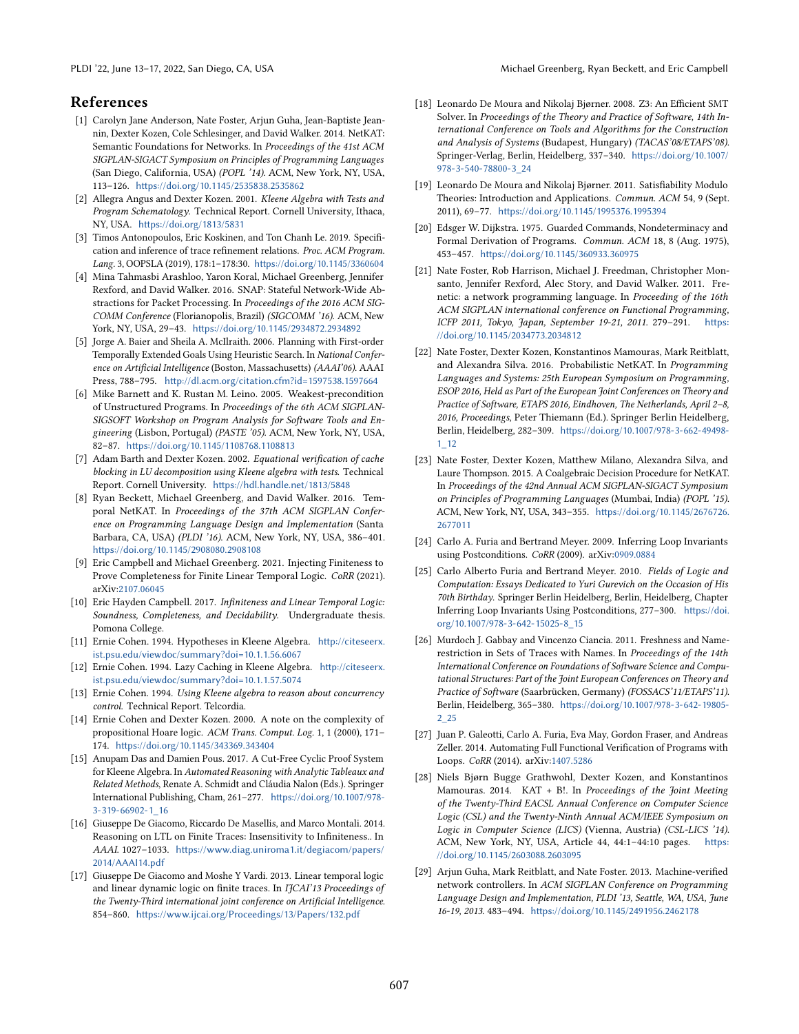## References

[1] Carolyn Jane Anderson, Nate Foster, Arjun Guha, Jean-Baptiste Jeannin, Dexter Kozen, Cole Schlesinger, and David Walker. 2014. NetKAT: Semantic Foundations for Networks. In *Proceedings of the 41st ACM SIGPLAN-SIGACT Symposium on Principles of Programming Languages* (San Diego, California, USA) *(POPL '14)*. ACM, New York, NY, USA, 113–126. https://doi.org/10.1145/2535838.2535862

[2] Allegra Angus and Dexter Kozen. 2001. *Kleene Algebra with Tests and Program Schematology*. Technical Report. Cornell University, Ithaca, NY, USA. https://doi.org/1813/5831

[3] Timos Antonopoulos, Eric Koskinen, and Ton Chanh Le. 2019. Specification and inference of trace refinement relations. *Proc. ACM Program. Lang.* 3, OOPSLA (2019), 178:1–178:30. https://doi.org/10.1145/3360604

[4] Mina Tahmasbi Arashloo, Yaron Koral, Michael Greenberg, Jennifer Rexford, and David Walker. 2016. SNAP: Stateful Network-Wide Abstractions for Packet Processing. In *Proceedings of the 2016 ACM SIGCOMM Conference* (Florianopolis, Brazil) *(SIGCOMM '16)*. ACM, New York, NY, USA, 29–43. https://doi.org/10.1145/2934872.2934892

[5] Jorge A. Baier and Sheila A. McIlraith. 2006. Planning with First-order Temporally Extended Goals Using Heuristic Search. In *National Conference on Artificial Intelligence* (Boston, Massachusetts) *(AAAI'06)*. AAAI Press, 788–795. http://dl.acm.org/citation.cfm?id=1597538.1597664

[6] Mike Barnett and K. Rustan M. Leino. 2005. Weakest-precondition of Unstructured Programs. In *Proceedings of the 6th ACM SIGPLAN-SIGSOFT Workshop on Program Analysis for Software Tools and Engineering* (Lisbon, Portugal) *(PASTE '05)*. ACM, New York, NY, USA, 82–87. https://doi.org/10.1145/1108768.1108813

[7] Adam Barth and Dexter Kozen. 2002. *Equational verification of cache blocking in LU decomposition using Kleene algebra with tests*. Technical Report. Cornell University. https://hdl.handle.net/1813/5848

[8] Ryan Beckett, Michael Greenberg, and David Walker. 2016. Temporal NetKAT. In *Proceedings of the 37th ACM SIGPLAN Conference on Programming Language Design and Implementation* (Santa Barbara, CA, USA) *(PLDI '16)*. ACM, New York, NY, USA, 386–401. https://doi.org/10.1145/2908080.2908108

[9] Eric Campbell and Michael Greenberg. 2021. Injecting Finiteness to Prove Completeness for Finite Linear Temporal Logic. *CoRR* (2021). arXiv:2107.06045

[10] Eric Hayden Campbell. 2017. *Infiniteness and Linear Temporal Logic: Soundness, Completeness, and Decidability*. Undergraduate thesis. Pomona College.

[11] Ernie Cohen. 1994. Hypotheses in Kleene Algebra. http://citeseerx.ist.psu.edu/viewdoc/summary?doi=10.1.1.56.6067

[12] Ernie Cohen. 1994. Lazy Caching in Kleene Algebra. http://citeseerx.ist.psu.edu/viewdoc/summary?doi=10.1.1.57.5074

[13] Ernie Cohen. 1994. *Using Kleene algebra to reason about concurrency control*. Technical Report. Telcordia.

[14] Ernie Cohen and Dexter Kozen. 2000. A note on the complexity of propositional Hoare logic. *ACM Trans. Comput. Log.* 1, 1 (2000), 171–174. https://doi.org/10.1145/343369.343404

[15] Anupam Das and Damien Pous. 2017. A Cut-Free Cyclic Proof System for Kleene Algebra. In *Automated Reasoning with Analytic Tableaux and Related Methods*, Renate A. Schmidt and Cláudia Nalon (Eds.). Springer International Publishing, Cham, 261–277. https://doi.org/10.1007/978-3-319-66902-1_16

[16] Giuseppe De Giacomo, Riccardo De Masellis, and Marco Montali. 2014. Reasoning on LTL on Finite Traces: Insensitivity to Infiniteness.. In *AAAI*. 1027–1033. https://www.diag.uniroma1.it/degiacom/papers/2014/AAAI14.pdf

[17] Giuseppe De Giacomo and Moshe Y Vardi. 2013. Linear temporal logic and linear dynamic logic on finite traces. In *IJCAI'13 Proceedings of the Twenty-Third international joint conference on Artificial Intelligence*. 854–860. https://www.ijcai.org/Proceedings/13/Papers/132.pdf

[18] Leonardo De Moura and Nikolaj Bjørner. 2008. Z3: An Efficient SMT Solver. In *Proceedings of the Theory and Practice of Software, 14th International Conference on Tools and Algorithms for the Construction and Analysis of Systems* (Budapest, Hungary) *(TACAS'08/ETAPS'08)*. Springer-Verlag, Berlin, Heidelberg, 337–340. https://doi.org/10.1007/978-3-540-78800-3_24

[19] Leonardo De Moura and Nikolaj Bjørner. 2011. Satisfiability Modulo Theories: Introduction and Applications. *Commun. ACM* 54, 9 (Sept. 2011), 69–77. https://doi.org/10.1145/1995376.1995394

[20] Edsger W. Dijkstra. 1975. Guarded Commands, Nondeterminacy and Formal Derivation of Programs. *Commun. ACM* 18, 8 (Aug. 1975), 453–457. https://doi.org/10.1145/360933.360975

[21] Nate Foster, Rob Harrison, Michael J. Freedman, Christopher Monsanto, Jennifer Rexford, Alec Story, and David Walker. 2011. Frenetic: a network programming language. In *Proceeding of the 16th ACM SIGPLAN international conference on Functional Programming, ICFP 2011, Tokyo, Japan, September 19-21, 2011*. 279–291. https://doi.org/10.1145/2034773.2034812

[22] Nate Foster, Dexter Kozen, Konstantinos Mamouras, Mark Reitblatt, and Alexandra Silva. 2016. Probabilistic NetKAT. In *Programming Languages and Systems: 25th European Symposium on Programming, ESOP 2016, Held as Part of the European Joint Conferences on Theory and Practice of Software, ETAPS 2016, Eindhoven, The Netherlands, April 2–8, 2016, Proceedings*, Peter Thiemann (Ed.). Springer Berlin Heidelberg, Berlin, Heidelberg, 282–309. https://doi.org/10.1007/978-3-662-49498-1_12

[23] Nate Foster, Dexter Kozen, Matthew Milano, Alexandra Silva, and Laure Thompson. 2015. A Coalgebraic Decision Procedure for NetKAT. In *Proceedings of the 42nd Annual ACM SIGPLAN-SIGACT Symposium on Principles of Programming Languages* (Mumbai, India) *(POPL '15)*. ACM, New York, NY, USA, 343–355. https://doi.org/10.1145/2676726.2677011

[24] Carlo A. Furia and Bertrand Meyer. 2009. Inferring Loop Invariants using Postconditions. *CoRR* (2009). arXiv:0909.0884

[25] Carlo Alberto Furia and Bertrand Meyer. 2010. *Fields of Logic and Computation: Essays Dedicated to Yuri Gurevich on the Occasion of His 70th Birthday*. Springer Berlin Heidelberg, Berlin, Heidelberg, Chapter Inferring Loop Invariants Using Postconditions, 277–300. https://doi.org/10.1007/978-3-642-15025-8_15

[26] Murdoch J. Gabbay and Vincenzo Ciancia. 2011. Freshness and Name-restriction in Sets of Traces with Names. In *Proceedings of the 14th International Conference on Foundations of Software Science and Computational Structures: Part of the Joint European Conferences on Theory and Practice of Software* (Saarbrücken, Germany) *(FOSSACS'11/ETAPS'11)*. Berlin, Heidelberg, 365–380. https://doi.org/10.1007/978-3-642-19805-2_25

[27] Juan P. Galeotti, Carlo A. Furia, Eva May, Gordon Fraser, and Andreas Zeller. 2014. Automating Full Functional Verification of Programs with Loops. *CoRR* (2014). arXiv:1407.5286

[28] Niels Bjørn Bugge Grathwohl, Dexter Kozen, and Konstantinos Mamouras. 2014. KAT + B!. In *Proceedings of the Joint Meeting of the Twenty-Third EACSL Annual Conference on Computer Science Logic (CSL) and the Twenty-Ninth Annual ACM/IEEE Symposium on Logic in Computer Science (LICS)* (Vienna, Austria) *(CSL-LICS '14)*. ACM, New York, NY, USA, Article 44, 44:1–44:10 pages. https://doi.org/10.1145/2603088.2603095

[29] Arjun Guha, Mark Reitblatt, and Nate Foster. 2013. Machine-verified network controllers. In *ACM SIGPLAN Conference on Programming Language Design and Implementation, PLDI '13, Seattle, WA, USA, June 16-19, 2013*. 483–494. https://doi.org/10.1145/2491956.2462178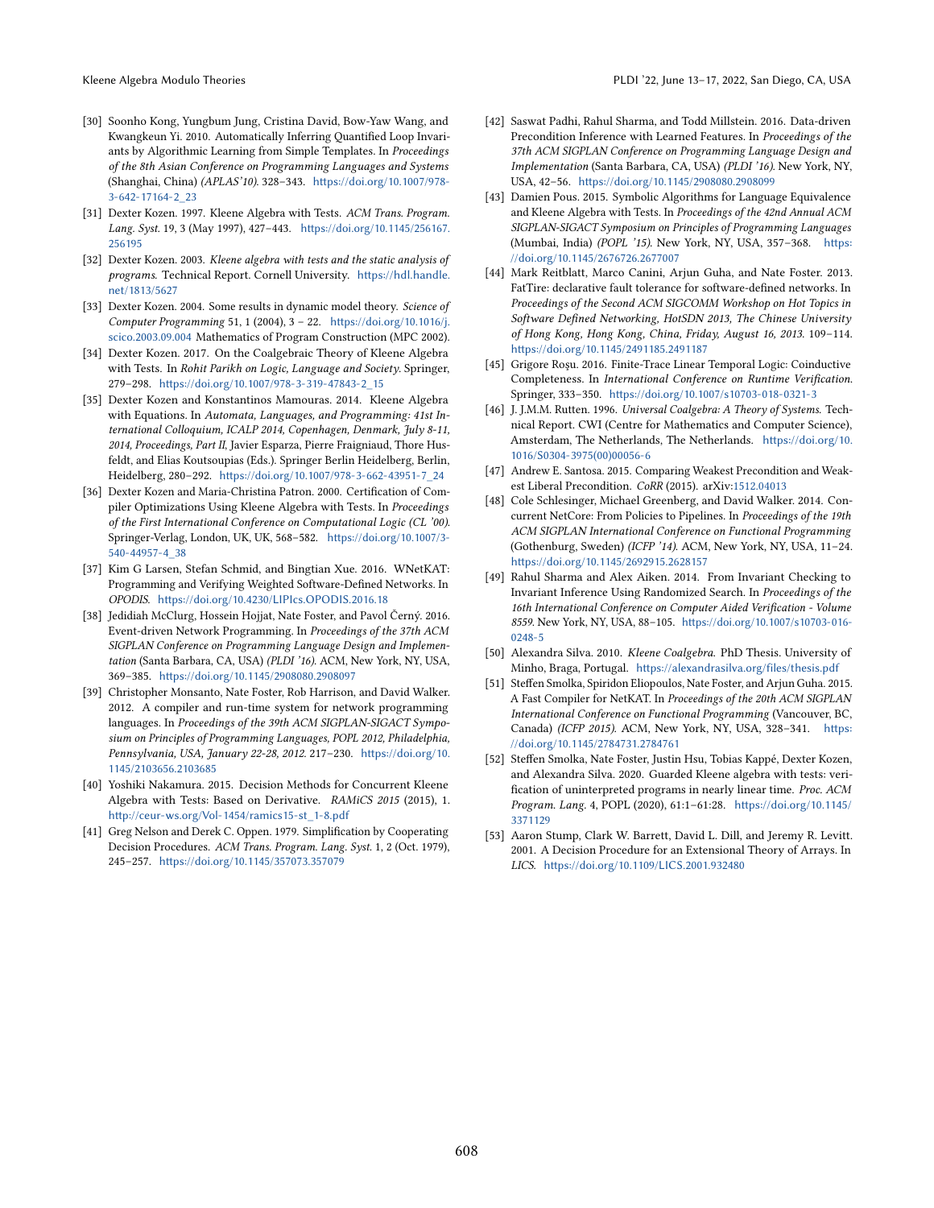[30] Soonho Kong, Yungbum Jung, Cristina David, Bow-Yaw Wang, and Kwangkeun Yi. 2010. Automatically Inferring Quantified Loop Invariants by Algorithmic Learning from Simple Templates. In *Proceedings of the 8th Asian Conference on Programming Languages and Systems* (Shanghai, China) *(APLAS'10)*. 328–343. https://doi.org/10.1007/978-3-642-17164-2_23

[31] Dexter Kozen. 1997. Kleene Algebra with Tests. *ACM Trans. Program. Lang. Syst.* 19, 3 (May 1997), 427–443. https://doi.org/10.1145/256167.256195

[32] Dexter Kozen. 2003. *Kleene algebra with tests and the static analysis of programs.* Technical Report. Cornell University. https://hdl.handle.net/1813/5627

[33] Dexter Kozen. 2004. Some results in dynamic model theory. *Science of Computer Programming* 51, 1 (2004), 3 – 22. https://doi.org/10.1016/j.scico.2003.09.004 Mathematics of Program Construction (MPC 2002).

[34] Dexter Kozen. 2017. On the Coalgebraic Theory of Kleene Algebra with Tests. In *Rohit Parikh on Logic, Language and Society*. Springer, 279–298. https://doi.org/10.1007/978-3-319-47843-2_15

[35] Dexter Kozen and Konstantinos Mamouras. 2014. Kleene Algebra with Equations. In *Automata, Languages, and Programming: 41st International Colloquium, ICALP 2014, Copenhagen, Denmark, July 8-11, 2014, Proceedings, Part II*, Javier Esparza, Pierre Fraigniaud, Thore Husfeldt, and Elias Koutsoupias (Eds.). Springer Berlin Heidelberg, Berlin, Heidelberg, 280–292. https://doi.org/10.1007/978-3-662-43951-7_24

[36] Dexter Kozen and Maria-Christina Patron. 2000. Certification of Compiler Optimizations Using Kleene Algebra with Tests. In *Proceedings of the First International Conference on Computational Logic (CL '00)*. Springer-Verlag, London, UK, UK, 568–582. https://doi.org/10.1007/3-540-44957-4_38

[37] Kim G Larsen, Stefan Schmid, and Bingtian Xue. 2016. WNetKAT: Programming and Verifying Weighted Software-Defined Networks. In *OPODIS*. https://doi.org/10.4230/LIPIcs.OPODIS.2016.18

[38] Jedidiah McClurg, Hossein Hojjat, Nate Foster, and Pavol Černý. 2016. Event-driven Network Programming. In *Proceedings of the 37th ACM SIGPLAN Conference on Programming Language Design and Implementation* (Santa Barbara, CA, USA) *(PLDI '16)*. ACM, New York, NY, USA, 369–385. https://doi.org/10.1145/2908080.2908097

[39] Christopher Monsanto, Nate Foster, Rob Harrison, and David Walker. 2012. A compiler and run-time system for network programming languages. In *Proceedings of the 39th ACM SIGPLAN-SIGACT Symposium on Principles of Programming Languages, POPL 2012, Philadelphia, Pennsylvania, USA, January 22-28, 2012.* 217–230. https://doi.org/10.1145/2103656.2103685

[40] Yoshiki Nakamura. 2015. Decision Methods for Concurrent Kleene Algebra with Tests: Based on Derivative. *RAMiCS 2015* (2015), 1. http://ceur-ws.org/Vol-1454/ramics15-st_1-8.pdf

[41] Greg Nelson and Derek C. Oppen. 1979. Simplification by Cooperating Decision Procedures. *ACM Trans. Program. Lang. Syst.* 1, 2 (Oct. 1979), 245–257. https://doi.org/10.1145/357073.357079

[42] Saswat Padhi, Rahul Sharma, and Todd Millstein. 2016. Data-driven Precondition Inference with Learned Features. In *Proceedings of the 37th ACM SIGPLAN Conference on Programming Language Design and Implementation* (Santa Barbara, CA, USA) *(PLDI '16)*. New York, NY, USA, 42–56. https://doi.org/10.1145/2908080.2908099

[43] Damien Pous. 2015. Symbolic Algorithms for Language Equivalence and Kleene Algebra with Tests. In *Proceedings of the 42nd Annual ACM SIGPLAN-SIGACT Symposium on Principles of Programming Languages* (Mumbai, India) *(POPL '15)*. New York, NY, USA, 357–368. https://doi.org/10.1145/2676726.2677007

[44] Mark Reitblatt, Marco Canini, Arjun Guha, and Nate Foster. 2013. FatTire: declarative fault tolerance for software-defined networks. In *Proceedings of the Second ACM SIGCOMM Workshop on Hot Topics in Software Defined Networking, HotSDN 2013, The Chinese University of Hong Kong, Hong Kong, China, Friday, August 16, 2013.* 109–114. https://doi.org/10.1145/2491185.2491187

[45] Grigore Roşu. 2016. Finite-Trace Linear Temporal Logic: Coinductive Completeness. In *International Conference on Runtime Verification*. Springer, 333–350. https://doi.org/10.1007/s10703-018-0321-3

[46] J. J.M.M. Rutten. 1996. *Universal Coalgebra: A Theory of Systems.* Technical Report. CWI (Centre for Mathematics and Computer Science), Amsterdam, The Netherlands, The Netherlands. https://doi.org/10.1016/S0304-3975(00)00056-6

[47] Andrew E. Santosa. 2015. Comparing Weakest Precondition and Weakest Liberal Precondition. *CoRR* (2015). arXiv:1512.04013

[48] Cole Schlesinger, Michael Greenberg, and David Walker. 2014. Concurrent NetCore: From Policies to Pipelines. In *Proceedings of the 19th ACM SIGPLAN International Conference on Functional Programming* (Gothenburg, Sweden) *(ICFP '14)*. ACM, New York, NY, USA, 11–24. https://doi.org/10.1145/2692915.2628157

[49] Rahul Sharma and Alex Aiken. 2014. From Invariant Checking to Invariant Inference Using Randomized Search. In *Proceedings of the 16th International Conference on Computer Aided Verification - Volume 8559*. New York, NY, USA, 88–105. https://doi.org/10.1007/s10703-016-0248-5

[50] Alexandra Silva. 2010. *Kleene Coalgebra.* PhD Thesis. University of Minho, Braga, Portugal. https://alexandrasilva.org/files/thesis.pdf

[51] Steffen Smolka, Spiridon Eliopoulos, Nate Foster, and Arjun Guha. 2015. A Fast Compiler for NetKAT. In *Proceedings of the 20th ACM SIGPLAN International Conference on Functional Programming* (Vancouver, BC, Canada) *(ICFP 2015)*. ACM, New York, NY, USA, 328–341. https://doi.org/10.1145/2784731.2784761

[52] Steffen Smolka, Nate Foster, Justin Hsu, Tobias Kappé, Dexter Kozen, and Alexandra Silva. 2020. Guarded Kleene algebra with tests: verification of uninterpreted programs in nearly linear time. *Proc. ACM Program. Lang.* 4, POPL (2020), 61:1–61:28. https://doi.org/10.1145/3371129

[53] Aaron Stump, Clark W. Barrett, David L. Dill, and Jeremy R. Levitt. 2001. A Decision Procedure for an Extensional Theory of Arrays. In *LICS*. https://doi.org/10.1109/LICS.2001.932480